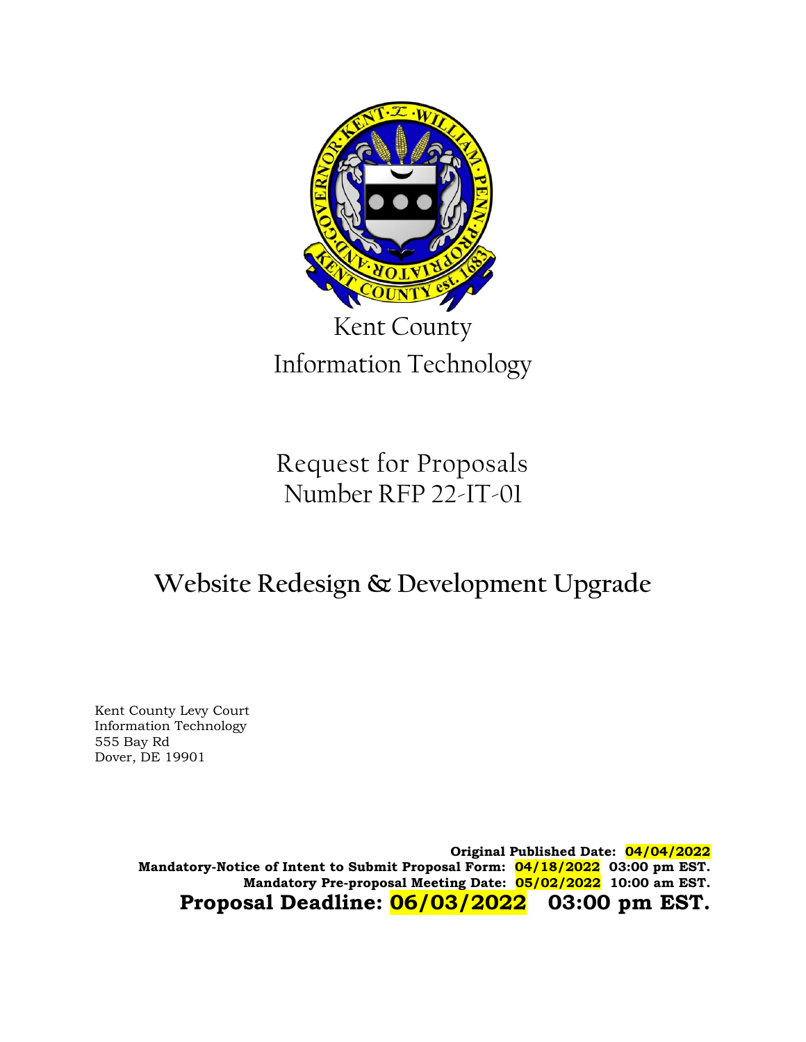Kent County

Information Technology

# Request for Proposals
Number RFP 22-IT-01

## Website Redesign & Development Upgrade

Kent County Levy Court
Information Technology
555 Bay Rd
Dover, DE 19901

**Original Published Date: 04/04/2022**
**Mandatory-Notice of Intent to Submit Proposal Form: 04/18/2022 03:00 pm EST.**
**Mandatory Pre-proposal Meeting Date: 05/02/2022 10:00 am EST.**

**Proposal Deadline: 06/03/2022 03:00 pm EST.**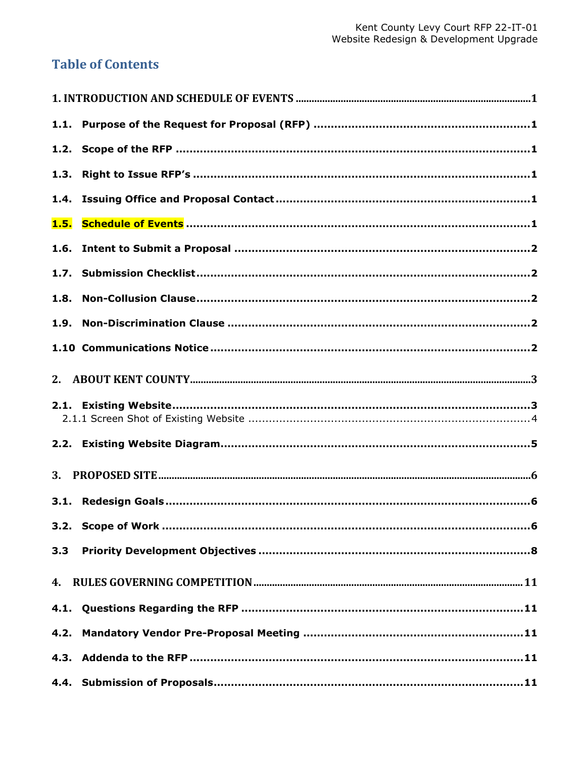# Table of Contents

**1. INTRODUCTION AND SCHEDULE OF EVENTS** .......... 1

**1.1. Purpose of the Request for Proposal (RFP)** .......... 1

**1.2. Scope of the RFP** .......... 1

**1.3. Right to Issue RFP's** .......... 1

**1.4. Issuing Office and Proposal Contact** .......... 1

**1.5. Schedule of Events** .......... 1

**1.6. Intent to Submit a Proposal** .......... 2

**1.7. Submission Checklist** .......... 2

**1.8. Non-Collusion Clause** .......... 2

**1.9. Non-Discrimination Clause** .......... 2

**1.10 Communications Notice** .......... 2

**2. ABOUT KENT COUNTY** .......... 3

**2.1. Existing Website** .......... 3

2.1.1 Screen Shot of Existing Website .......... 4

**2.2. Existing Website Diagram** .......... 5

**3. PROPOSED SITE** .......... 6

**3.1. Redesign Goals** .......... 6

**3.2. Scope of Work** .......... 6

**3.3 Priority Development Objectives** .......... 8

**4. RULES GOVERNING COMPETITION** .......... 11

**4.1. Questions Regarding the RFP** .......... 11

**4.2. Mandatory Vendor Pre-Proposal Meeting** .......... 11

**4.3. Addenda to the RFP** .......... 11

**4.4. Submission of Proposals** .......... 11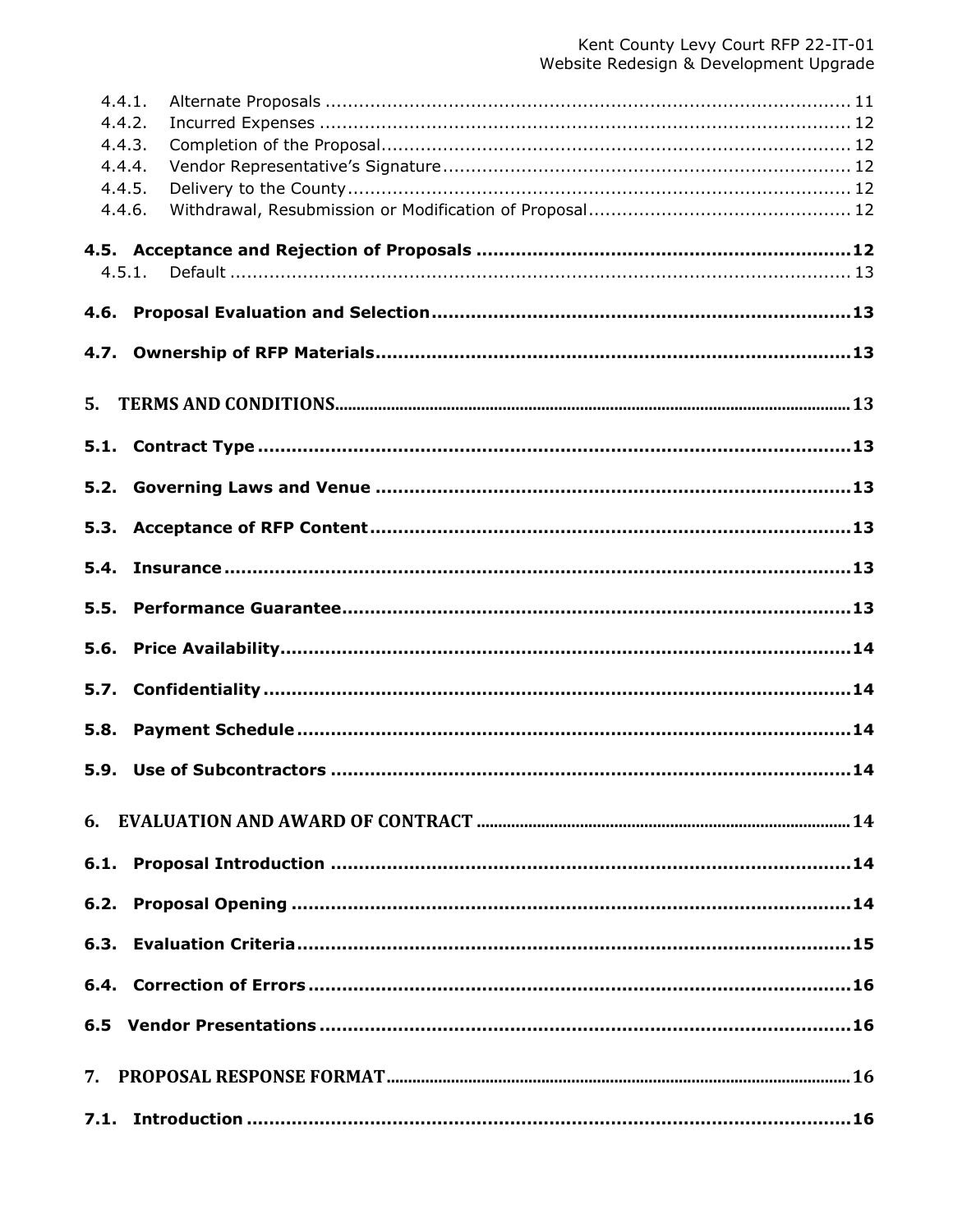- 4.4.1. Alternate Proposals ............................................................................................ 11
- 4.4.2. Incurred Expenses ............................................................................................. 12
- 4.4.3. Completion of the Proposal.................................................................................. 12
- 4.4.4. Vendor Representative's Signature........................................................................ 12
- 4.4.5. Delivery to the County......................................................................................... 12
- 4.4.6. Withdrawal, Resubmission or Modification of Proposal.............................................. 12

**4.5. Acceptance and Rejection of Proposals ..................................................................12**

- 4.5.1. Default ............................................................................................................. 13

**4.6. Proposal Evaluation and Selection.........................................................................13**

**4.7. Ownership of RFP Materials...................................................................................13**

**5. TERMS AND CONDITIONS....................................................................................................... 13**

**5.1. Contract Type ........................................................................................................13**

**5.2. Governing Laws and Venue ...................................................................................13**

**5.3. Acceptance of RFP Content....................................................................................13**

**5.4. Insurance ..............................................................................................................13**

**5.5. Performance Guarantee.........................................................................................13**

**5.6. Price Availability.....................................................................................................14**

**5.7. Confidentiality .......................................................................................................14**

**5.8. Payment Schedule .................................................................................................14**

**5.9. Use of Subcontractors ...........................................................................................14**

**6. EVALUATION AND AWARD OF CONTRACT .............................................................................. 14**

**6.1. Proposal Introduction ...........................................................................................14**

**6.2. Proposal Opening ..................................................................................................14**

**6.3. Evaluation Criteria..................................................................................................15**

**6.4. Correction of Errors ...............................................................................................16**

**6.5 Vendor Presentations .............................................................................................16**

**7. PROPOSAL RESPONSE FORMAT.............................................................................................. 16**

**7.1. Introduction ..........................................................................................................16**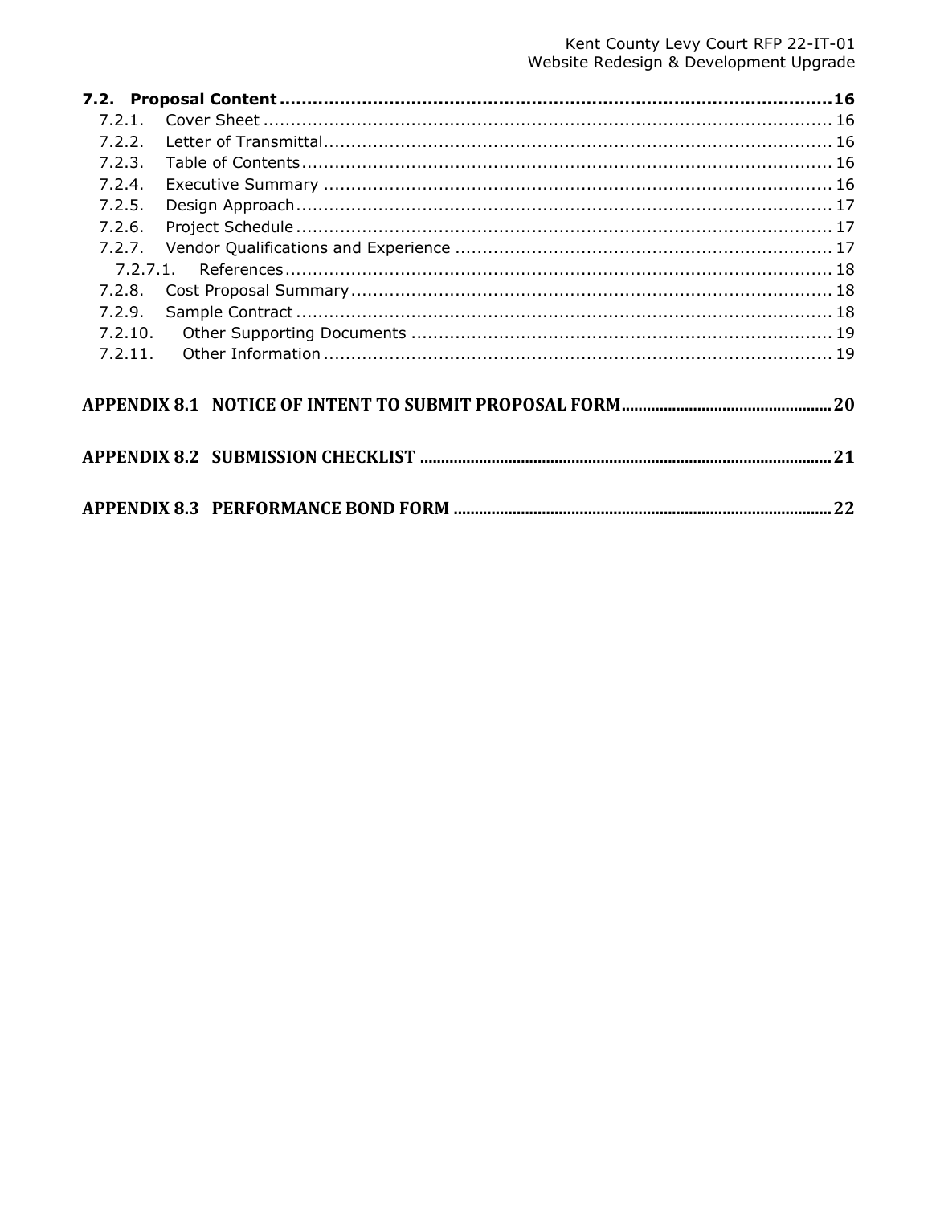**7.2. Proposal Content ..................................................................................................16**

7.2.1. Cover Sheet ........................................................................................................ 16
7.2.2. Letter of Transmittal............................................................................................. 16
7.2.3. Table of Contents................................................................................................. 16
7.2.4. Executive Summary ............................................................................................. 16
7.2.5. Design Approach.................................................................................................. 17
7.2.6. Project Schedule .................................................................................................. 17
7.2.7. Vendor Qualifications and Experience ..................................................................... 17
7.2.7.1. References.................................................................................................... 18
7.2.8. Cost Proposal Summary........................................................................................ 18
7.2.9. Sample Contract .................................................................................................. 18
7.2.10. Other Supporting Documents ............................................................................. 19
7.2.11. Other Information ............................................................................................. 19

**APPENDIX 8.1 NOTICE OF INTENT TO SUBMIT PROPOSAL FORM..................................................20**

**APPENDIX 8.2 SUBMISSION CHECKLIST ..................................................................................................21**

**APPENDIX 8.3 PERFORMANCE BOND FORM ..........................................................................................22**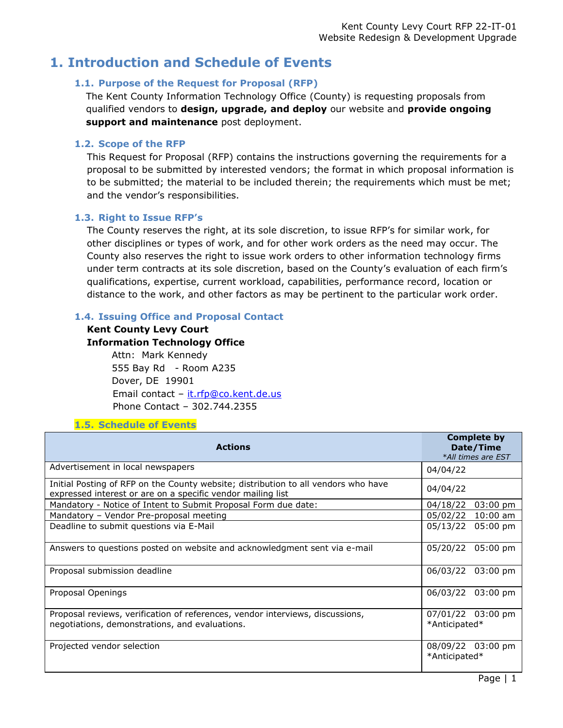# 1. Introduction and Schedule of Events

## 1.1. Purpose of the Request for Proposal (RFP)

The Kent County Information Technology Office (County) is requesting proposals from qualified vendors to **design, upgrade, and deploy** our website and **provide ongoing support and maintenance** post deployment.

## 1.2. Scope of the RFP

This Request for Proposal (RFP) contains the instructions governing the requirements for a proposal to be submitted by interested vendors; the format in which proposal information is to be submitted; the material to be included therein; the requirements which must be met; and the vendor's responsibilities.

## 1.3. Right to Issue RFP's

The County reserves the right, at its sole discretion, to issue RFP's for similar work, for other disciplines or types of work, and for other work orders as the need may occur. The County also reserves the right to issue work orders to other information technology firms under term contracts at its sole discretion, based on the County's evaluation of each firm's qualifications, expertise, current workload, capabilities, performance record, location or distance to the work, and other factors as may be pertinent to the particular work order.

## 1.4. Issuing Office and Proposal Contact

**Kent County Levy Court**
**Information Technology Office**

Attn: Mark Kennedy
555 Bay Rd - Room A235
Dover, DE 19901
Email contact – it.rfp@co.kent.de.us
Phone Contact – 302.744.2355

## 1.5. Schedule of Events

| Actions | Complete by Date/Time *All times are EST* |
|---|---|
| Advertisement in local newspapers | 04/04/22 |
| Initial Posting of RFP on the County website; distribution to all vendors who have expressed interest or are on a specific vendor mailing list | 04/04/22 |
| Mandatory - Notice of Intent to Submit Proposal Form due date: | 04/18/22 03:00 pm |
| Mandatory – Vendor Pre-proposal meeting | 05/02/22 10:00 am |
| Deadline to submit questions via E-Mail | 05/13/22 05:00 pm |
| Answers to questions posted on website and acknowledgment sent via e-mail | 05/20/22 05:00 pm |
| Proposal submission deadline | 06/03/22 03:00 pm |
| Proposal Openings | 06/03/22 03:00 pm |
| Proposal reviews, verification of references, vendor interviews, discussions, negotiations, demonstrations, and evaluations. | 07/01/22 03:00 pm *Anticipated* |
| Projected vendor selection | 08/09/22 03:00 pm *Anticipated* |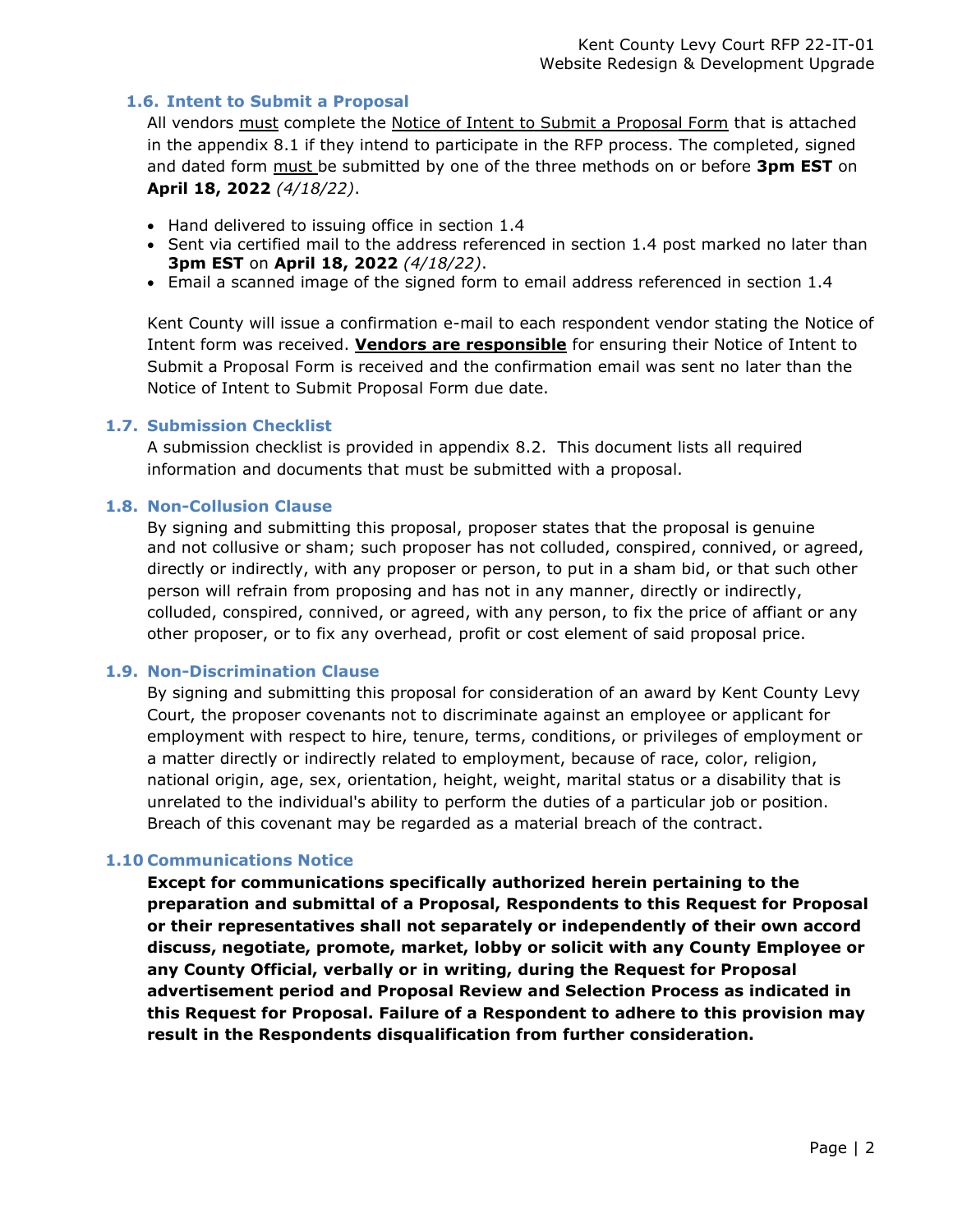### 1.6. Intent to Submit a Proposal

All vendors must complete the Notice of Intent to Submit a Proposal Form that is attached in the appendix 8.1 if they intend to participate in the RFP process. The completed, signed and dated form must be submitted by one of the three methods on or before **3pm EST** on **April 18, 2022** *(4/18/22)*.

- Hand delivered to issuing office in section 1.4
- Sent via certified mail to the address referenced in section 1.4 post marked no later than **3pm EST** on **April 18, 2022** *(4/18/22)*.
- Email a scanned image of the signed form to email address referenced in section 1.4

Kent County will issue a confirmation e-mail to each respondent vendor stating the Notice of Intent form was received. **Vendors are responsible** for ensuring their Notice of Intent to Submit a Proposal Form is received and the confirmation email was sent no later than the Notice of Intent to Submit Proposal Form due date.

### 1.7. Submission Checklist

A submission checklist is provided in appendix 8.2. This document lists all required information and documents that must be submitted with a proposal.

### 1.8. Non-Collusion Clause

By signing and submitting this proposal, proposer states that the proposal is genuine and not collusive or sham; such proposer has not colluded, conspired, connived, or agreed, directly or indirectly, with any proposer or person, to put in a sham bid, or that such other person will refrain from proposing and has not in any manner, directly or indirectly, colluded, conspired, connived, or agreed, with any person, to fix the price of affiant or any other proposer, or to fix any overhead, profit or cost element of said proposal price.

### 1.9. Non-Discrimination Clause

By signing and submitting this proposal for consideration of an award by Kent County Levy Court, the proposer covenants not to discriminate against an employee or applicant for employment with respect to hire, tenure, terms, conditions, or privileges of employment or a matter directly or indirectly related to employment, because of race, color, religion, national origin, age, sex, orientation, height, weight, marital status or a disability that is unrelated to the individual's ability to perform the duties of a particular job or position. Breach of this covenant may be regarded as a material breach of the contract.

### 1.10 Communications Notice

**Except for communications specifically authorized herein pertaining to the preparation and submittal of a Proposal, Respondents to this Request for Proposal or their representatives shall not separately or independently of their own accord discuss, negotiate, promote, market, lobby or solicit with any County Employee or any County Official, verbally or in writing, during the Request for Proposal advertisement period and Proposal Review and Selection Process as indicated in this Request for Proposal. Failure of a Respondent to adhere to this provision may result in the Respondents disqualification from further consideration.**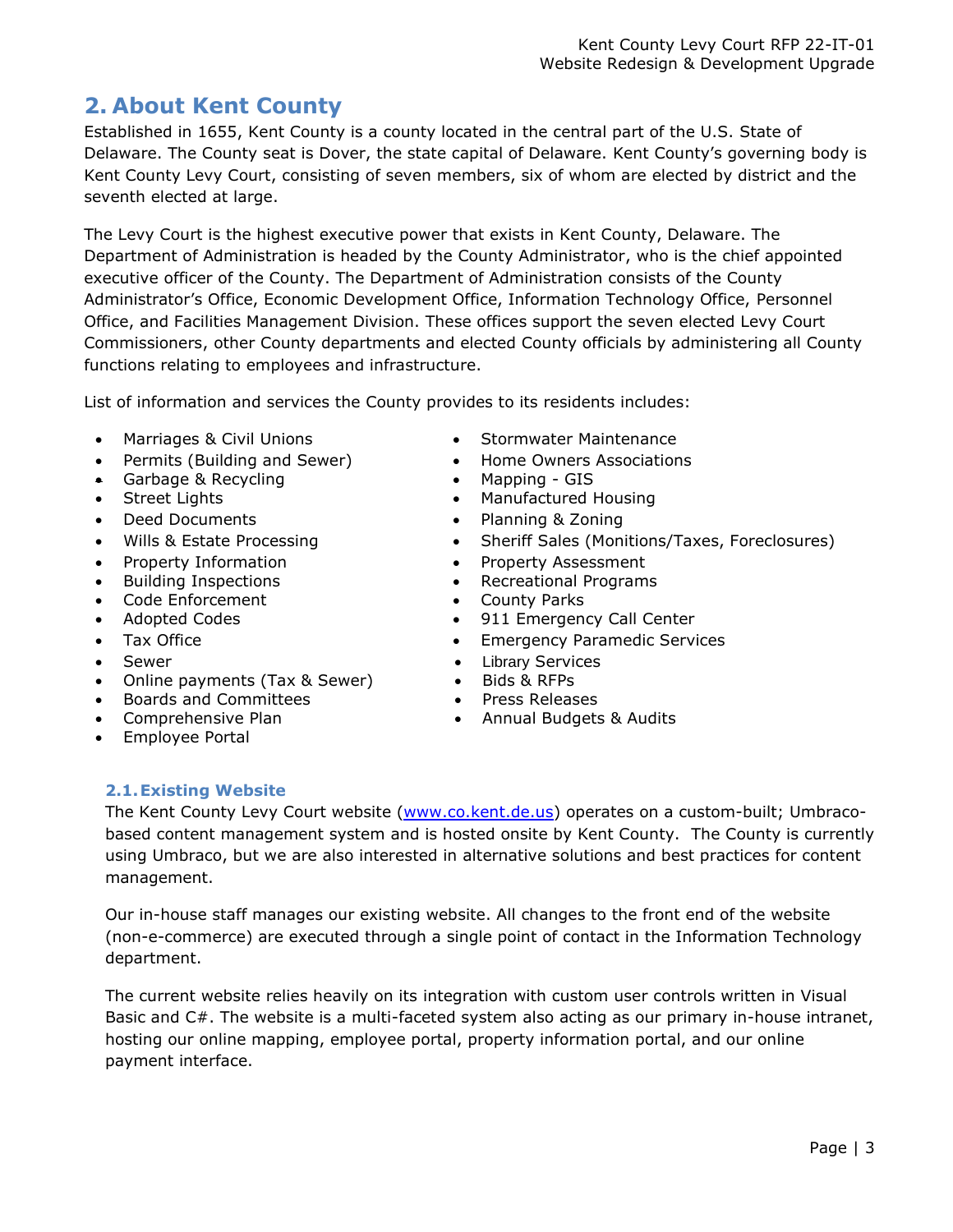## 2. About Kent County

Established in 1655, Kent County is a county located in the central part of the U.S. State of Delaware. The County seat is Dover, the state capital of Delaware. Kent County's governing body is Kent County Levy Court, consisting of seven members, six of whom are elected by district and the seventh elected at large.

The Levy Court is the highest executive power that exists in Kent County, Delaware. The Department of Administration is headed by the County Administrator, who is the chief appointed executive officer of the County. The Department of Administration consists of the County Administrator's Office, Economic Development Office, Information Technology Office, Personnel Office, and Facilities Management Division. These offices support the seven elected Levy Court Commissioners, other County departments and elected County officials by administering all County functions relating to employees and infrastructure.

List of information and services the County provides to its residents includes:

- Marriages & Civil Unions
- Permits (Building and Sewer)
- Garbage & Recycling
- Street Lights
- Deed Documents
- Wills & Estate Processing
- Property Information
- Building Inspections
- Code Enforcement
- Adopted Codes
- Tax Office
- Sewer
- Online payments (Tax & Sewer)
- Boards and Committees
- Comprehensive Plan
- Employee Portal
- Stormwater Maintenance
- Home Owners Associations
- Mapping - GIS
- Manufactured Housing
- Planning & Zoning
- Sheriff Sales (Monitions/Taxes, Foreclosures)
- Property Assessment
- Recreational Programs
- County Parks
- 911 Emergency Call Center
- Emergency Paramedic Services
- Library Services
- Bids & RFPs
- Press Releases
- Annual Budgets & Audits

### 2.1. Existing Website

The Kent County Levy Court website ([www.co.kent.de.us](http://www.co.kent.de.us)) operates on a custom-built; Umbraco-based content management system and is hosted onsite by Kent County. The County is currently using Umbraco, but we are also interested in alternative solutions and best practices for content management.

Our in-house staff manages our existing website. All changes to the front end of the website (non-e-commerce) are executed through a single point of contact in the Information Technology department.

The current website relies heavily on its integration with custom user controls written in Visual Basic and C#. The website is a multi-faceted system also acting as our primary in-house intranet, hosting our online mapping, employee portal, property information portal, and our online payment interface.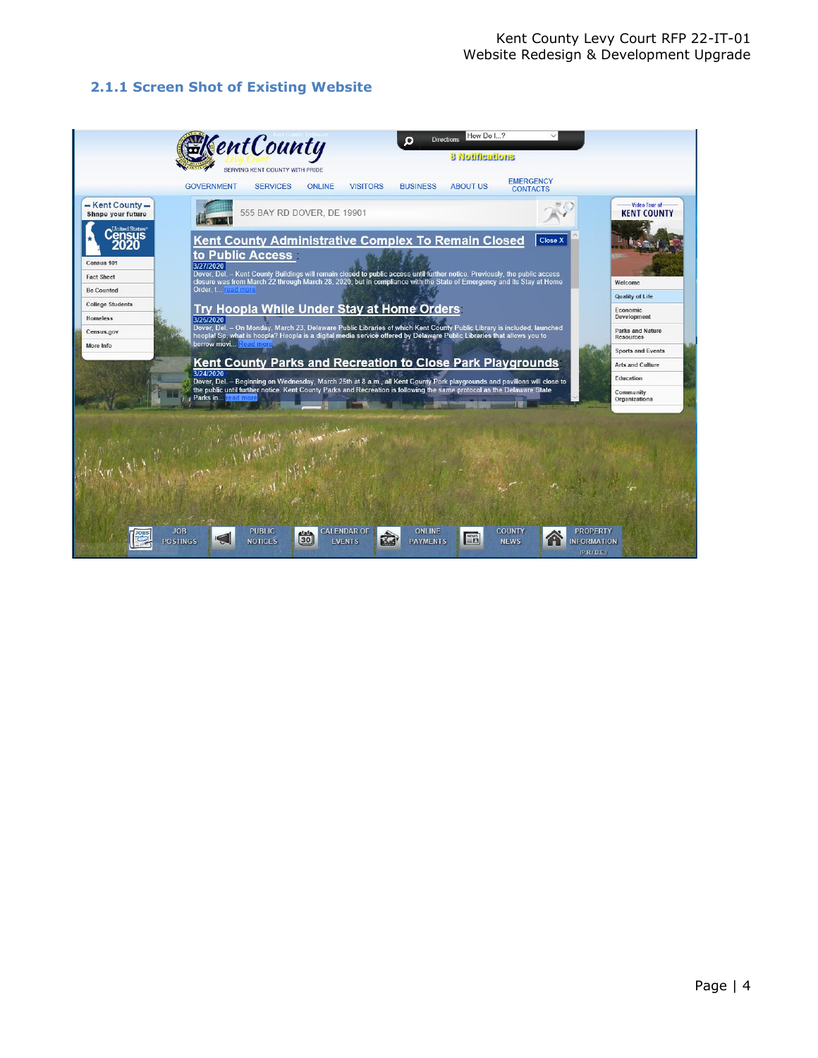### 2.1.1 Screen Shot of Existing Website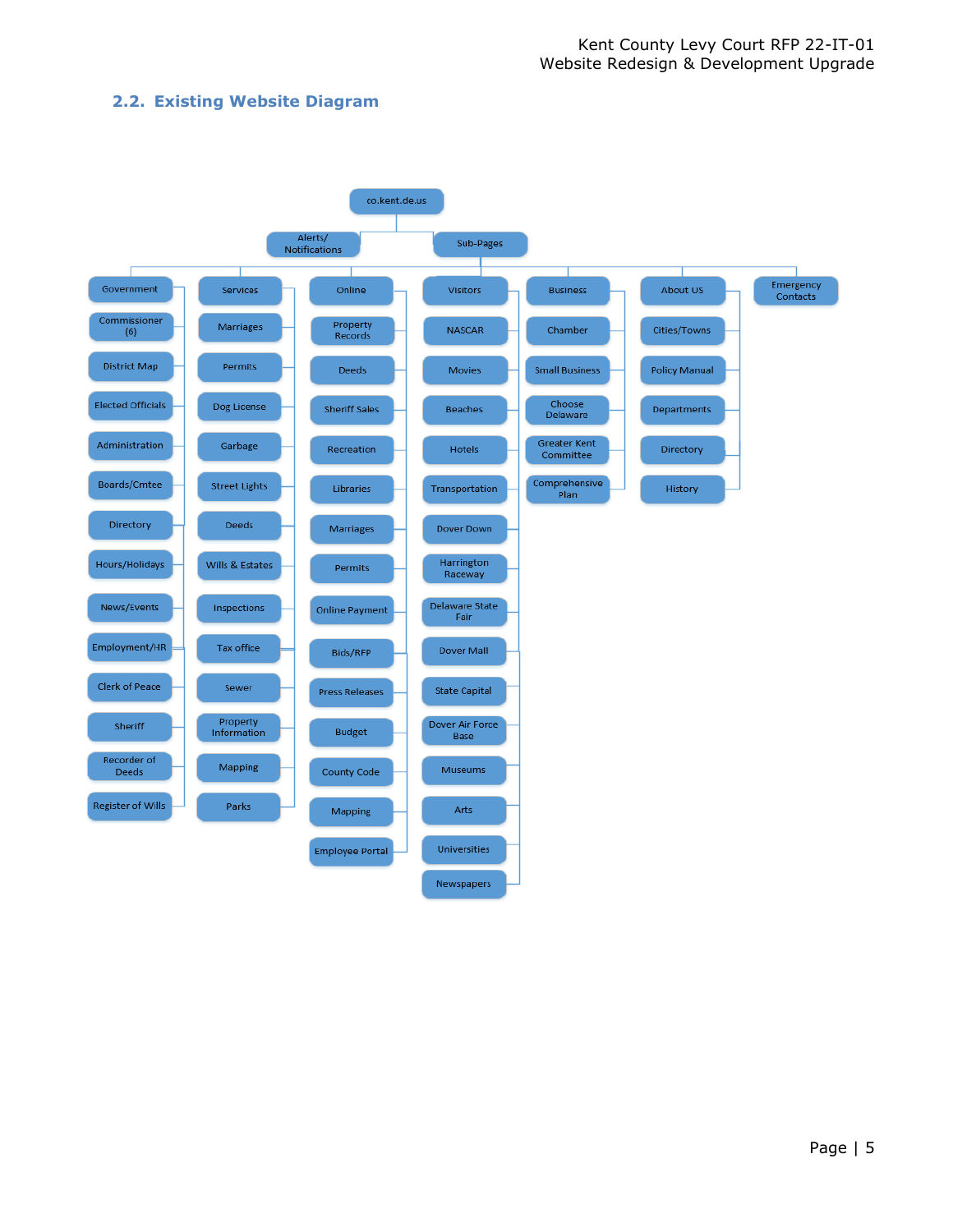## 2.2. Existing Website Diagram

- co.kent.de.us
  - Alerts/ Notifications
  - Sub-Pages
    - Government
      - Commissioner (6)
      - District Map
      - Elected Officials
      - Administration
      - Boards/Cmtee
      - Directory
      - Hours/Holidays
      - News/Events
      - Employment/HR
      - Clerk of Peace
      - Sheriff
      - Recorder of Deeds
      - Register of Wills
    - Services
      - Marriages
      - Permits
      - Dog License
      - Garbage
      - Street Lights
      - Deeds
      - Wills & Estates
      - Inspections
      - Tax office
      - Sewer
      - Property Information
      - Mapping
      - Parks
    - Online
      - Property Records
      - Deeds
      - Sheriff Sales
      - Recreation
      - Libraries
      - Marriages
      - Permits
      - Online Payment
      - Bids/RFP
      - Press Releases
      - Budget
      - County Code
      - Mapping
      - Employee Portal
    - Visitors
      - NASCAR
      - Movies
      - Beaches
      - Hotels
      - Transportation
      - Dover Down
      - Harrington Raceway
      - Delaware State Fair
      - Dover Mall
      - State Capital
      - Dover Air Force Base
      - Museums
      - Arts
      - Universities
      - Newspapers
    - Business
      - Chamber
      - Small Business
      - Choose Delaware
      - Greater Kent Committee
      - Comprehensive Plan
    - About US
      - Cities/Towns
      - Policy Manual
      - Departments
      - Directory
      - History
    - Emergency Contacts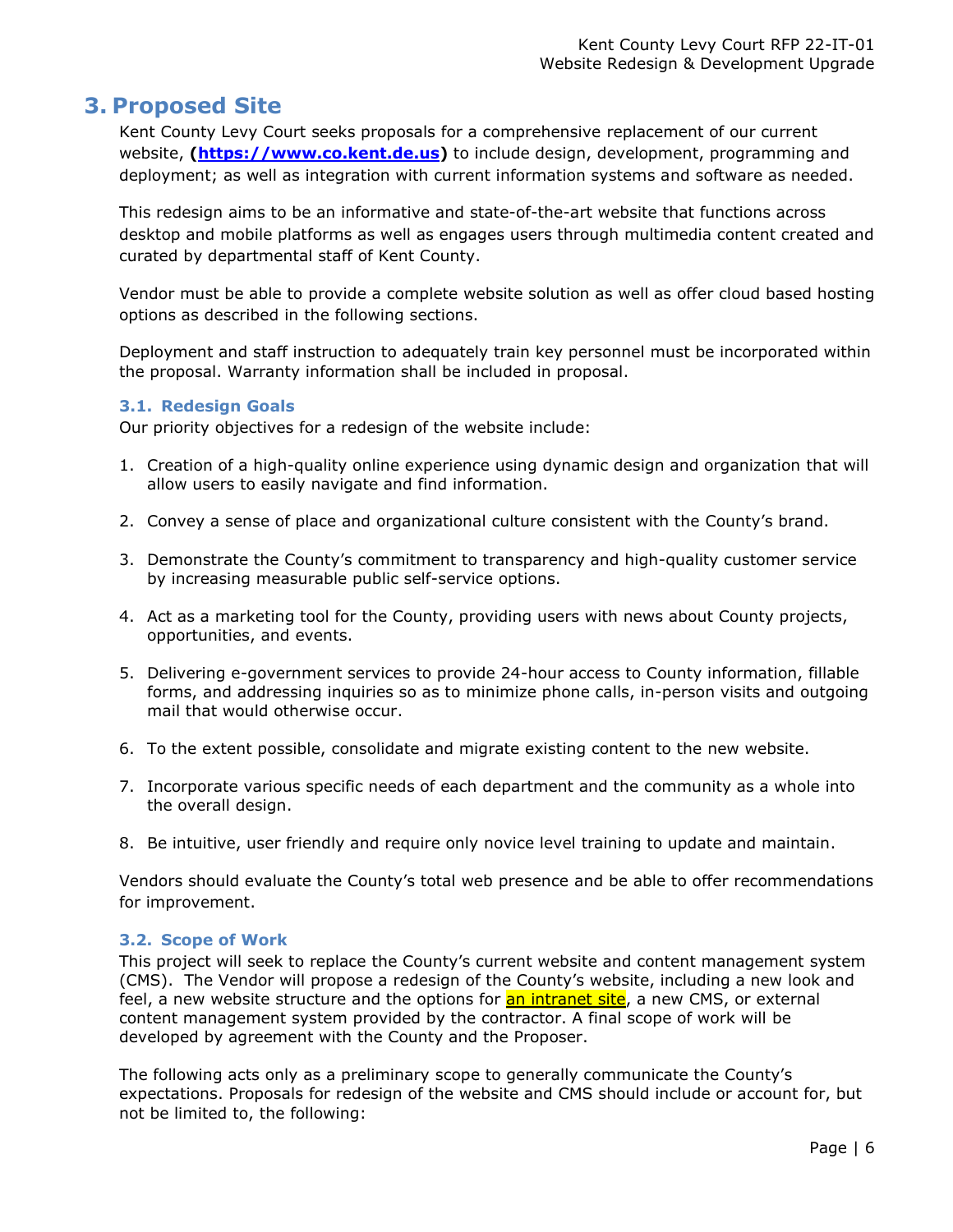# 3. Proposed Site

Kent County Levy Court seeks proposals for a comprehensive replacement of our current website, **([https://www.co.kent.de.us](https://www.co.kent.de.us))** to include design, development, programming and deployment; as well as integration with current information systems and software as needed.

This redesign aims to be an informative and state-of-the-art website that functions across desktop and mobile platforms as well as engages users through multimedia content created and curated by departmental staff of Kent County.

Vendor must be able to provide a complete website solution as well as offer cloud based hosting options as described in the following sections.

Deployment and staff instruction to adequately train key personnel must be incorporated within the proposal. Warranty information shall be included in proposal.

### 3.1. Redesign Goals

Our priority objectives for a redesign of the website include:

1. Creation of a high-quality online experience using dynamic design and organization that will allow users to easily navigate and find information.
2. Convey a sense of place and organizational culture consistent with the County's brand.
3. Demonstrate the County's commitment to transparency and high-quality customer service by increasing measurable public self-service options.
4. Act as a marketing tool for the County, providing users with news about County projects, opportunities, and events.
5. Delivering e-government services to provide 24-hour access to County information, fillable forms, and addressing inquiries so as to minimize phone calls, in-person visits and outgoing mail that would otherwise occur.
6. To the extent possible, consolidate and migrate existing content to the new website.
7. Incorporate various specific needs of each department and the community as a whole into the overall design.
8. Be intuitive, user friendly and require only novice level training to update and maintain.

Vendors should evaluate the County's total web presence and be able to offer recommendations for improvement.

### 3.2. Scope of Work

This project will seek to replace the County's current website and content management system (CMS). The Vendor will propose a redesign of the County's website, including a new look and feel, a new website structure and the options for an intranet site, a new CMS, or external content management system provided by the contractor. A final scope of work will be developed by agreement with the County and the Proposer.

The following acts only as a preliminary scope to generally communicate the County's expectations. Proposals for redesign of the website and CMS should include or account for, but not be limited to, the following: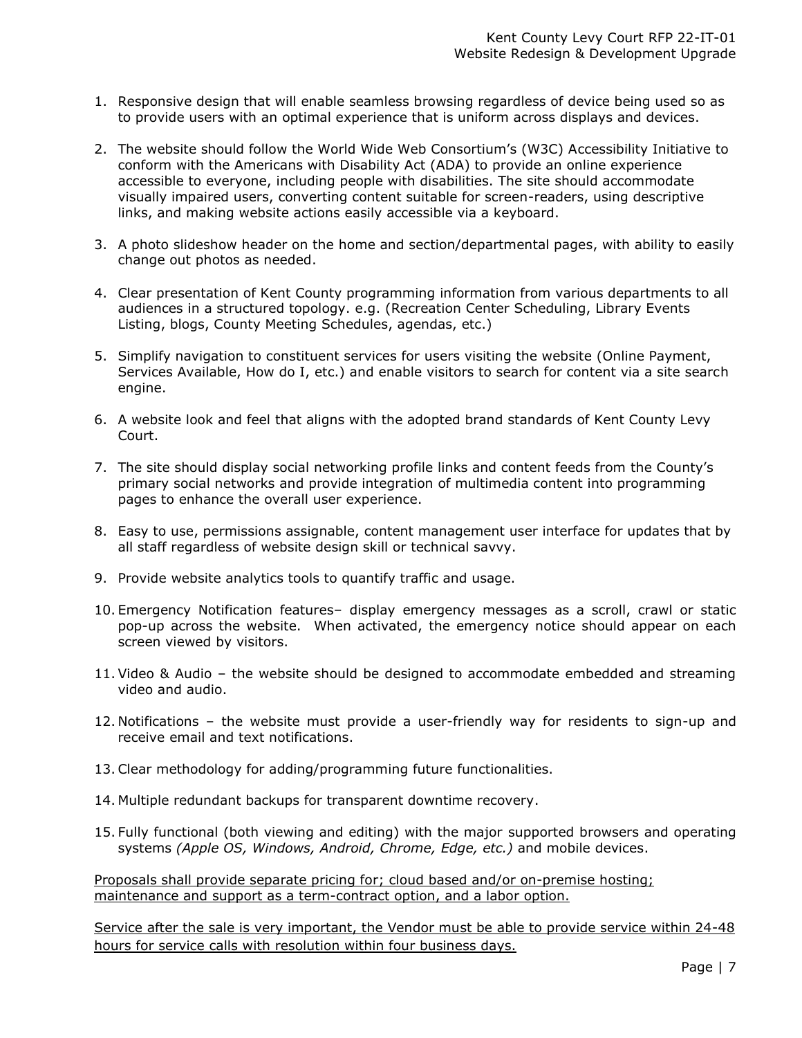1. Responsive design that will enable seamless browsing regardless of device being used so as to provide users with an optimal experience that is uniform across displays and devices.

2. The website should follow the World Wide Web Consortium's (W3C) Accessibility Initiative to conform with the Americans with Disability Act (ADA) to provide an online experience accessible to everyone, including people with disabilities. The site should accommodate visually impaired users, converting content suitable for screen-readers, using descriptive links, and making website actions easily accessible via a keyboard.

3. A photo slideshow header on the home and section/departmental pages, with ability to easily change out photos as needed.

4. Clear presentation of Kent County programming information from various departments to all audiences in a structured topology. e.g. (Recreation Center Scheduling, Library Events Listing, blogs, County Meeting Schedules, agendas, etc.)

5. Simplify navigation to constituent services for users visiting the website (Online Payment, Services Available, How do I, etc.) and enable visitors to search for content via a site search engine.

6. A website look and feel that aligns with the adopted brand standards of Kent County Levy Court.

7. The site should display social networking profile links and content feeds from the County's primary social networks and provide integration of multimedia content into programming pages to enhance the overall user experience.

8. Easy to use, permissions assignable, content management user interface for updates that by all staff regardless of website design skill or technical savvy.

9. Provide website analytics tools to quantify traffic and usage.

10. Emergency Notification features– display emergency messages as a scroll, crawl or static pop-up across the website. When activated, the emergency notice should appear on each screen viewed by visitors.

11. Video & Audio – the website should be designed to accommodate embedded and streaming video and audio.

12. Notifications – the website must provide a user-friendly way for residents to sign-up and receive email and text notifications.

13. Clear methodology for adding/programming future functionalities.

14. Multiple redundant backups for transparent downtime recovery.

15. Fully functional (both viewing and editing) with the major supported browsers and operating systems *(Apple OS, Windows, Android, Chrome, Edge, etc.)* and mobile devices.

<u>Proposals shall provide separate pricing for; cloud based and/or on-premise hosting; maintenance and support as a term-contract option, and a labor option.</u>

<u>Service after the sale is very important, the Vendor must be able to provide service within 24-48 hours for service calls with resolution within four business days.</u>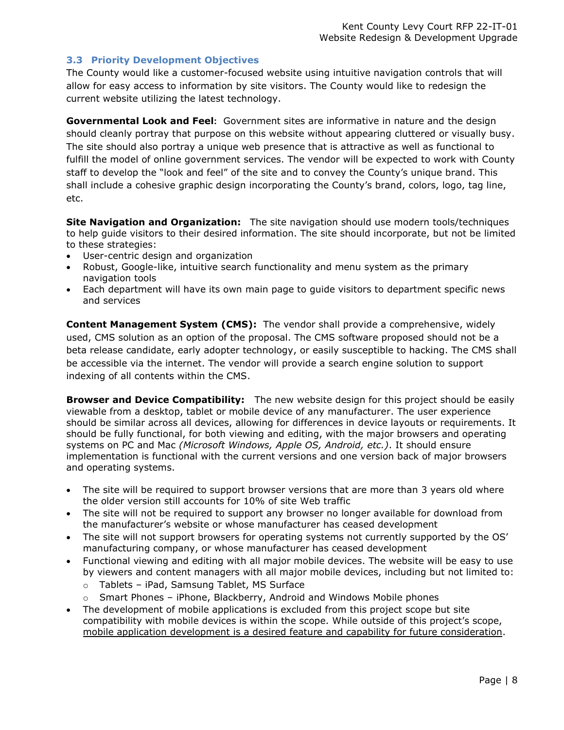### 3.3 Priority Development Objectives

The County would like a customer-focused website using intuitive navigation controls that will allow for easy access to information by site visitors. The County would like to redesign the current website utilizing the latest technology.

**Governmental Look and Feel**: Government sites are informative in nature and the design should cleanly portray that purpose on this website without appearing cluttered or visually busy. The site should also portray a unique web presence that is attractive as well as functional to fulfill the model of online government services. The vendor will be expected to work with County staff to develop the "look and feel" of the site and to convey the County's unique brand. This shall include a cohesive graphic design incorporating the County's brand, colors, logo, tag line, etc.

**Site Navigation and Organization:** The site navigation should use modern tools/techniques to help guide visitors to their desired information. The site should incorporate, but not be limited to these strategies:

- User-centric design and organization
- Robust, Google-like, intuitive search functionality and menu system as the primary navigation tools
- Each department will have its own main page to guide visitors to department specific news and services

**Content Management System (CMS):** The vendor shall provide a comprehensive, widely used, CMS solution as an option of the proposal. The CMS software proposed should not be a beta release candidate, early adopter technology, or easily susceptible to hacking. The CMS shall be accessible via the internet. The vendor will provide a search engine solution to support indexing of all contents within the CMS.

**Browser and Device Compatibility:** The new website design for this project should be easily viewable from a desktop, tablet or mobile device of any manufacturer. The user experience should be similar across all devices, allowing for differences in device layouts or requirements. It should be fully functional, for both viewing and editing, with the major browsers and operating systems on PC and Mac *(Microsoft Windows, Apple OS, Android, etc.)*. It should ensure implementation is functional with the current versions and one version back of major browsers and operating systems.

- The site will be required to support browser versions that are more than 3 years old where the older version still accounts for 10% of site Web traffic
- The site will not be required to support any browser no longer available for download from the manufacturer's website or whose manufacturer has ceased development
- The site will not support browsers for operating systems not currently supported by the OS' manufacturing company, or whose manufacturer has ceased development
- Functional viewing and editing with all major mobile devices. The website will be easy to use by viewers and content managers with all major mobile devices, including but not limited to:
  - Tablets – iPad, Samsung Tablet, MS Surface
  - Smart Phones – iPhone, Blackberry, Android and Windows Mobile phones
- The development of mobile applications is excluded from this project scope but site compatibility with mobile devices is within the scope. While outside of this project's scope, mobile application development is a desired feature and capability for future consideration.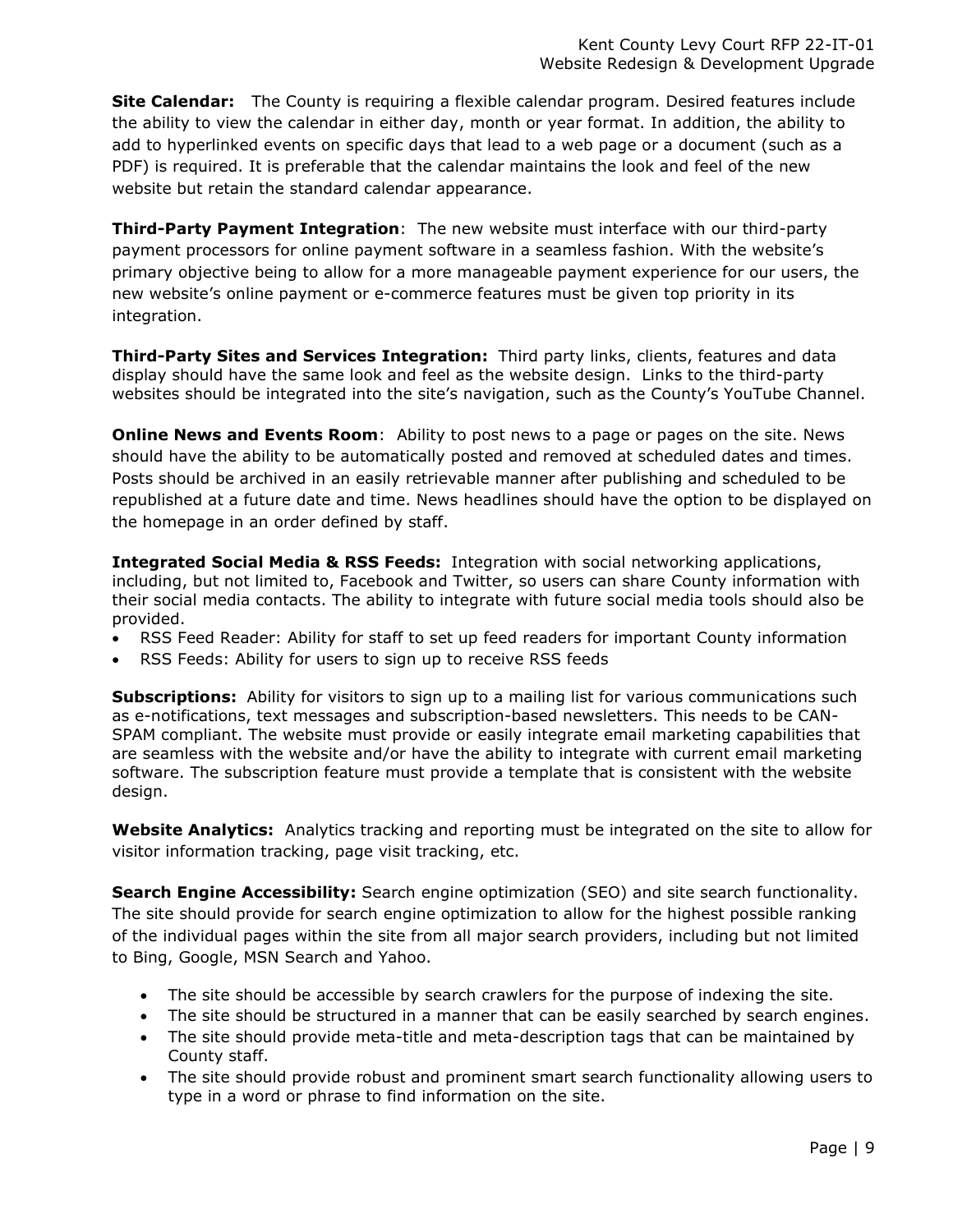**Site Calendar:** The County is requiring a flexible calendar program. Desired features include the ability to view the calendar in either day, month or year format. In addition, the ability to add to hyperlinked events on specific days that lead to a web page or a document (such as a PDF) is required. It is preferable that the calendar maintains the look and feel of the new website but retain the standard calendar appearance.

**Third-Party Payment Integration**: The new website must interface with our third-party payment processors for online payment software in a seamless fashion. With the website's primary objective being to allow for a more manageable payment experience for our users, the new website's online payment or e-commerce features must be given top priority in its integration.

**Third-Party Sites and Services Integration:** Third party links, clients, features and data display should have the same look and feel as the website design. Links to the third-party websites should be integrated into the site's navigation, such as the County's YouTube Channel.

**Online News and Events Room**: Ability to post news to a page or pages on the site. News should have the ability to be automatically posted and removed at scheduled dates and times. Posts should be archived in an easily retrievable manner after publishing and scheduled to be republished at a future date and time. News headlines should have the option to be displayed on the homepage in an order defined by staff.

**Integrated Social Media & RSS Feeds:** Integration with social networking applications, including, but not limited to, Facebook and Twitter, so users can share County information with their social media contacts. The ability to integrate with future social media tools should also be provided.

- RSS Feed Reader: Ability for staff to set up feed readers for important County information
- RSS Feeds: Ability for users to sign up to receive RSS feeds

**Subscriptions:** Ability for visitors to sign up to a mailing list for various communications such as e-notifications, text messages and subscription-based newsletters. This needs to be CAN-SPAM compliant. The website must provide or easily integrate email marketing capabilities that are seamless with the website and/or have the ability to integrate with current email marketing software. The subscription feature must provide a template that is consistent with the website design.

**Website Analytics:** Analytics tracking and reporting must be integrated on the site to allow for visitor information tracking, page visit tracking, etc.

**Search Engine Accessibility:** Search engine optimization (SEO) and site search functionality. The site should provide for search engine optimization to allow for the highest possible ranking of the individual pages within the site from all major search providers, including but not limited to Bing, Google, MSN Search and Yahoo.

- The site should be accessible by search crawlers for the purpose of indexing the site.
- The site should be structured in a manner that can be easily searched by search engines.
- The site should provide meta-title and meta-description tags that can be maintained by County staff.
- The site should provide robust and prominent smart search functionality allowing users to type in a word or phrase to find information on the site.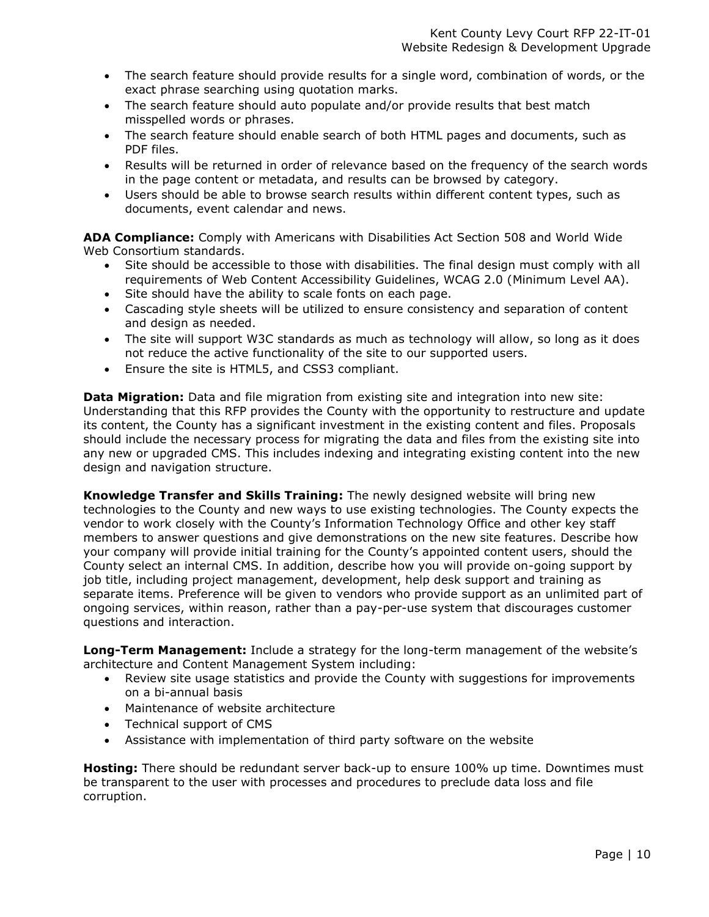- The search feature should provide results for a single word, combination of words, or the exact phrase searching using quotation marks.
- The search feature should auto populate and/or provide results that best match misspelled words or phrases.
- The search feature should enable search of both HTML pages and documents, such as PDF files.
- Results will be returned in order of relevance based on the frequency of the search words in the page content or metadata, and results can be browsed by category.
- Users should be able to browse search results within different content types, such as documents, event calendar and news.

**ADA Compliance:** Comply with Americans with Disabilities Act Section 508 and World Wide Web Consortium standards.

- Site should be accessible to those with disabilities. The final design must comply with all requirements of Web Content Accessibility Guidelines, WCAG 2.0 (Minimum Level AA).
- Site should have the ability to scale fonts on each page.
- Cascading style sheets will be utilized to ensure consistency and separation of content and design as needed.
- The site will support W3C standards as much as technology will allow, so long as it does not reduce the active functionality of the site to our supported users.
- Ensure the site is HTML5, and CSS3 compliant.

**Data Migration:** Data and file migration from existing site and integration into new site: Understanding that this RFP provides the County with the opportunity to restructure and update its content, the County has a significant investment in the existing content and files. Proposals should include the necessary process for migrating the data and files from the existing site into any new or upgraded CMS. This includes indexing and integrating existing content into the new design and navigation structure.

**Knowledge Transfer and Skills Training:** The newly designed website will bring new technologies to the County and new ways to use existing technologies. The County expects the vendor to work closely with the County's Information Technology Office and other key staff members to answer questions and give demonstrations on the new site features. Describe how your company will provide initial training for the County's appointed content users, should the County select an internal CMS. In addition, describe how you will provide on-going support by job title, including project management, development, help desk support and training as separate items. Preference will be given to vendors who provide support as an unlimited part of ongoing services, within reason, rather than a pay-per-use system that discourages customer questions and interaction.

**Long-Term Management:** Include a strategy for the long-term management of the website's architecture and Content Management System including:

- Review site usage statistics and provide the County with suggestions for improvements on a bi-annual basis
- Maintenance of website architecture
- Technical support of CMS
- Assistance with implementation of third party software on the website

**Hosting:** There should be redundant server back-up to ensure 100% up time. Downtimes must be transparent to the user with processes and procedures to preclude data loss and file corruption.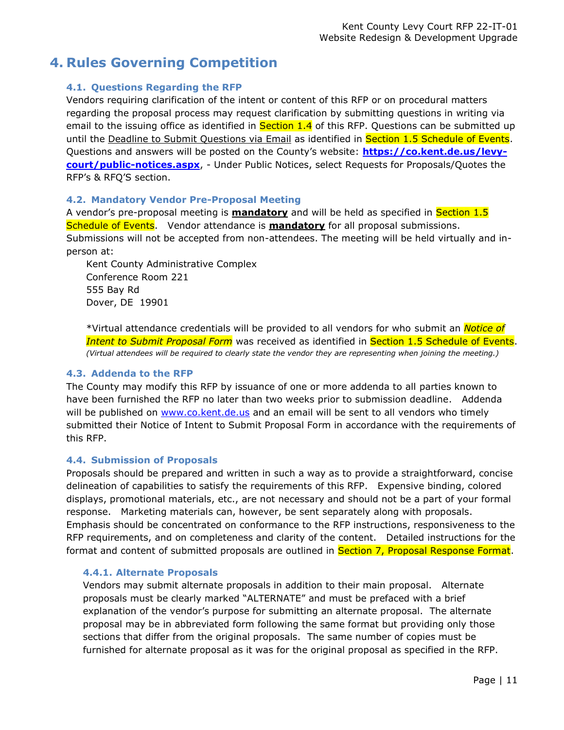// 4. Rules Governing Competition

### 4.1. Questions Regarding the RFP

Vendors requiring clarification of the intent or content of this RFP or on procedural matters regarding the proposal process may request clarification by submitting questions in writing via email to the issuing office as identified in Section 1.4 of this RFP. Questions can be submitted up until the Deadline to Submit Questions via Email as identified in Section 1.5 Schedule of Events. Questions and answers will be posted on the County's website: **https://co.kent.de.us/levy-court/public-notices.aspx**, - Under Public Notices, select Requests for Proposals/Quotes the RFP's & RFQ'S section.

### 4.2. Mandatory Vendor Pre-Proposal Meeting

A vendor's pre-proposal meeting is **mandatory** and will be held as specified in Section 1.5 Schedule of Events. Vendor attendance is **mandatory** for all proposal submissions. Submissions will not be accepted from non-attendees. The meeting will be held virtually and in-person at:

Kent County Administrative Complex
Conference Room 221
555 Bay Rd
Dover, DE 19901

*Virtual attendance credentials will be provided to all vendors for who submit an *Notice of Intent to Submit Proposal Form* was received as identified in Section 1.5 Schedule of Events. *(Virtual attendees will be required to clearly state the vendor they are representing when joining the meeting.)*

### 4.3. Addenda to the RFP

The County may modify this RFP by issuance of one or more addenda to all parties known to have been furnished the RFP no later than two weeks prior to submission deadline. Addenda will be published on www.co.kent.de.us and an email will be sent to all vendors who timely submitted their Notice of Intent to Submit Proposal Form in accordance with the requirements of this RFP.

### 4.4. Submission of Proposals

Proposals should be prepared and written in such a way as to provide a straightforward, concise delineation of capabilities to satisfy the requirements of this RFP. Expensive binding, colored displays, promotional materials, etc., are not necessary and should not be a part of your formal response. Marketing materials can, however, be sent separately along with proposals. Emphasis should be concentrated on conformance to the RFP instructions, responsiveness to the RFP requirements, and on completeness and clarity of the content. Detailed instructions for the format and content of submitted proposals are outlined in Section 7, Proposal Response Format.

#### 4.4.1. Alternate Proposals

Vendors may submit alternate proposals in addition to their main proposal. Alternate proposals must be clearly marked "ALTERNATE" and must be prefaced with a brief explanation of the vendor's purpose for submitting an alternate proposal. The alternate proposal may be in abbreviated form following the same format but providing only those sections that differ from the original proposals. The same number of copies must be furnished for alternate proposal as it was for the original proposal as specified in the RFP.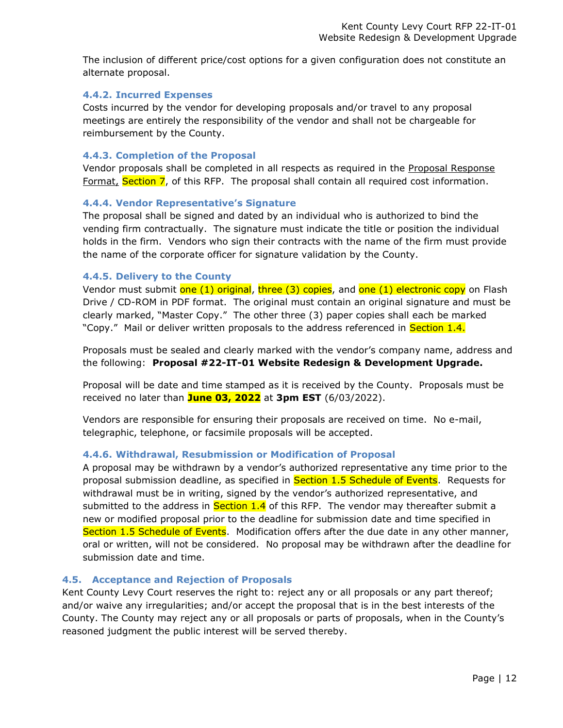The inclusion of different price/cost options for a given configuration does not constitute an alternate proposal.

#### 4.4.2. Incurred Expenses

Costs incurred by the vendor for developing proposals and/or travel to any proposal meetings are entirely the responsibility of the vendor and shall not be chargeable for reimbursement by the County.

#### 4.4.3. Completion of the Proposal

Vendor proposals shall be completed in all respects as required in the Proposal Response Format, Section 7, of this RFP. The proposal shall contain all required cost information.

#### 4.4.4. Vendor Representative's Signature

The proposal shall be signed and dated by an individual who is authorized to bind the vending firm contractually. The signature must indicate the title or position the individual holds in the firm. Vendors who sign their contracts with the name of the firm must provide the name of the corporate officer for signature validation by the County.

#### 4.4.5. Delivery to the County

Vendor must submit one (1) original, three (3) copies, and one (1) electronic copy on Flash Drive / CD-ROM in PDF format. The original must contain an original signature and must be clearly marked, "Master Copy." The other three (3) paper copies shall each be marked "Copy." Mail or deliver written proposals to the address referenced in Section 1.4.

Proposals must be sealed and clearly marked with the vendor's company name, address and the following: **Proposal #22-IT-01 Website Redesign & Development Upgrade.**

Proposal will be date and time stamped as it is received by the County. Proposals must be received no later than **June 03, 2022** at **3pm EST** (6/03/2022).

Vendors are responsible for ensuring their proposals are received on time. No e-mail, telegraphic, telephone, or facsimile proposals will be accepted.

#### 4.4.6. Withdrawal, Resubmission or Modification of Proposal

A proposal may be withdrawn by a vendor's authorized representative any time prior to the proposal submission deadline, as specified in Section 1.5 Schedule of Events. Requests for withdrawal must be in writing, signed by the vendor's authorized representative, and submitted to the address in Section 1.4 of this RFP. The vendor may thereafter submit a new or modified proposal prior to the deadline for submission date and time specified in Section 1.5 Schedule of Events. Modification offers after the due date in any other manner, oral or written, will not be considered. No proposal may be withdrawn after the deadline for submission date and time.

### 4.5. Acceptance and Rejection of Proposals

Kent County Levy Court reserves the right to: reject any or all proposals or any part thereof; and/or waive any irregularities; and/or accept the proposal that is in the best interests of the County. The County may reject any or all proposals or parts of proposals, when in the County's reasoned judgment the public interest will be served thereby.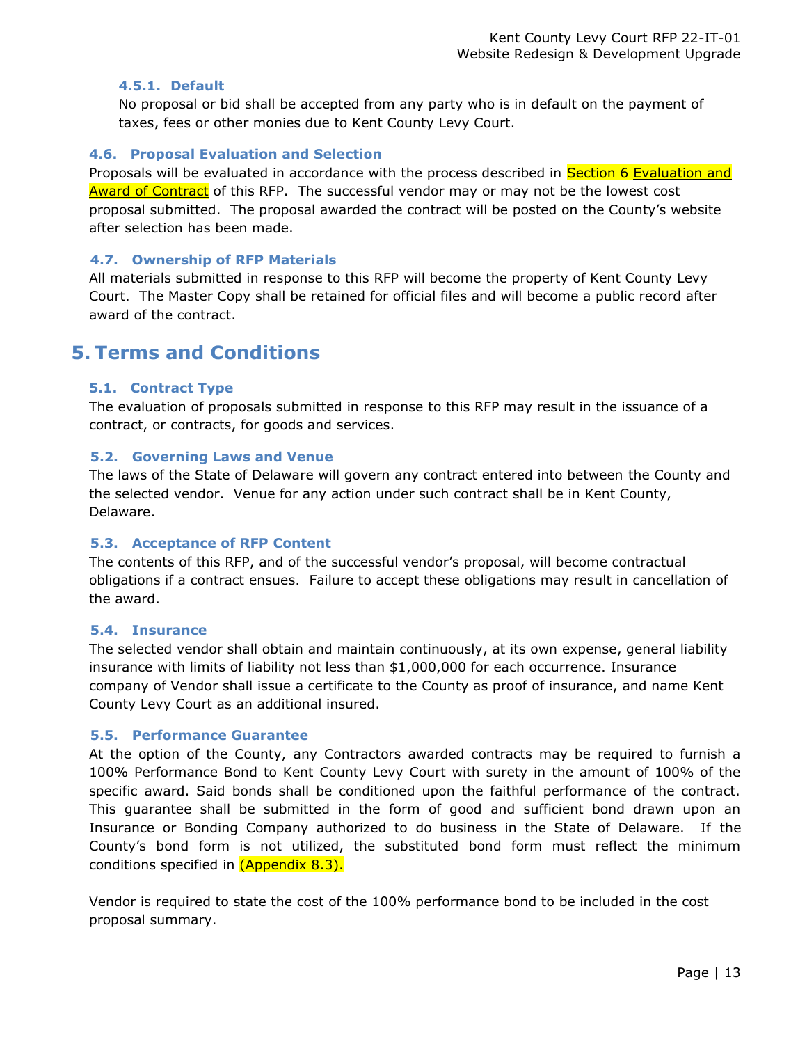#### 4.5.1. Default

No proposal or bid shall be accepted from any party who is in default on the payment of taxes, fees or other monies due to Kent County Levy Court.

### 4.6. Proposal Evaluation and Selection

Proposals will be evaluated in accordance with the process described in Section 6 Evaluation and Award of Contract of this RFP. The successful vendor may or may not be the lowest cost proposal submitted. The proposal awarded the contract will be posted on the County's website after selection has been made.

### 4.7. Ownership of RFP Materials

All materials submitted in response to this RFP will become the property of Kent County Levy Court. The Master Copy shall be retained for official files and will become a public record after award of the contract.

## 5. Terms and Conditions

### 5.1. Contract Type

The evaluation of proposals submitted in response to this RFP may result in the issuance of a contract, or contracts, for goods and services.

### 5.2. Governing Laws and Venue

The laws of the State of Delaware will govern any contract entered into between the County and the selected vendor. Venue for any action under such contract shall be in Kent County, Delaware.

### 5.3. Acceptance of RFP Content

The contents of this RFP, and of the successful vendor's proposal, will become contractual obligations if a contract ensues. Failure to accept these obligations may result in cancellation of the award.

### 5.4. Insurance

The selected vendor shall obtain and maintain continuously, at its own expense, general liability insurance with limits of liability not less than $1,000,000 for each occurrence. Insurance company of Vendor shall issue a certificate to the County as proof of insurance, and name Kent County Levy Court as an additional insured.

### 5.5. Performance Guarantee

At the option of the County, any Contractors awarded contracts may be required to furnish a 100% Performance Bond to Kent County Levy Court with surety in the amount of 100% of the specific award. Said bonds shall be conditioned upon the faithful performance of the contract. This guarantee shall be submitted in the form of good and sufficient bond drawn upon an Insurance or Bonding Company authorized to do business in the State of Delaware. If the County's bond form is not utilized, the substituted bond form must reflect the minimum conditions specified in (Appendix 8.3).

Vendor is required to state the cost of the 100% performance bond to be included in the cost proposal summary.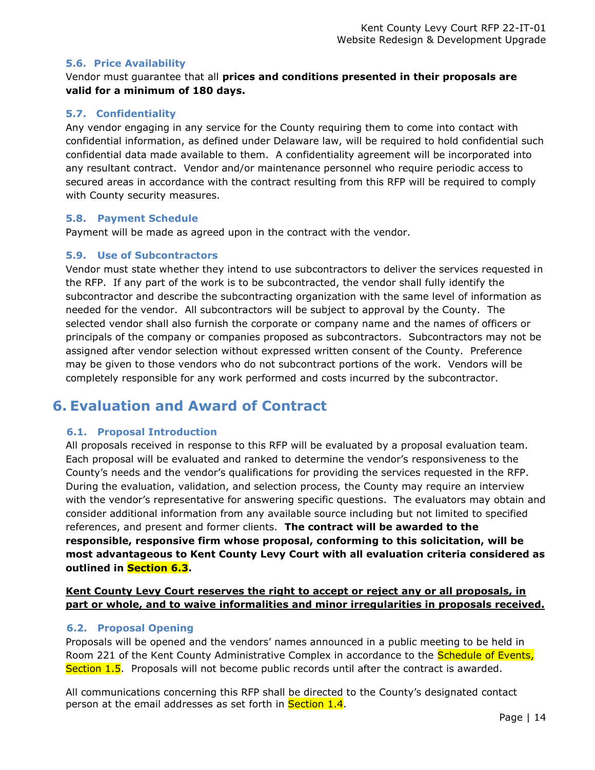### 5.6. Price Availability

Vendor must guarantee that all **prices and conditions presented in their proposals are valid for a minimum of 180 days.**

### 5.7. Confidentiality

Any vendor engaging in any service for the County requiring them to come into contact with confidential information, as defined under Delaware law, will be required to hold confidential such confidential data made available to them. A confidentiality agreement will be incorporated into any resultant contract. Vendor and/or maintenance personnel who require periodic access to secured areas in accordance with the contract resulting from this RFP will be required to comply with County security measures.

### 5.8. Payment Schedule

Payment will be made as agreed upon in the contract with the vendor.

### 5.9. Use of Subcontractors

Vendor must state whether they intend to use subcontractors to deliver the services requested in the RFP. If any part of the work is to be subcontracted, the vendor shall fully identify the subcontractor and describe the subcontracting organization with the same level of information as needed for the vendor. All subcontractors will be subject to approval by the County. The selected vendor shall also furnish the corporate or company name and the names of officers or principals of the company or companies proposed as subcontractors. Subcontractors may not be assigned after vendor selection without expressed written consent of the County. Preference may be given to those vendors who do not subcontract portions of the work. Vendors will be completely responsible for any work performed and costs incurred by the subcontractor.

## 6. Evaluation and Award of Contract

### 6.1. Proposal Introduction

All proposals received in response to this RFP will be evaluated by a proposal evaluation team. Each proposal will be evaluated and ranked to determine the vendor's responsiveness to the County's needs and the vendor's qualifications for providing the services requested in the RFP. During the evaluation, validation, and selection process, the County may require an interview with the vendor's representative for answering specific questions. The evaluators may obtain and consider additional information from any available source including but not limited to specified references, and present and former clients. **The contract will be awarded to the responsible, responsive firm whose proposal, conforming to this solicitation, will be most advantageous to Kent County Levy Court with all evaluation criteria considered as outlined in Section 6.3.**

**Kent County Levy Court reserves the right to accept or reject any or all proposals, in part or whole, and to waive informalities and minor irregularities in proposals received.**

### 6.2. Proposal Opening

Proposals will be opened and the vendors' names announced in a public meeting to be held in Room 221 of the Kent County Administrative Complex in accordance to the Schedule of Events, Section 1.5. Proposals will not become public records until after the contract is awarded.

All communications concerning this RFP shall be directed to the County's designated contact person at the email addresses as set forth in Section 1.4.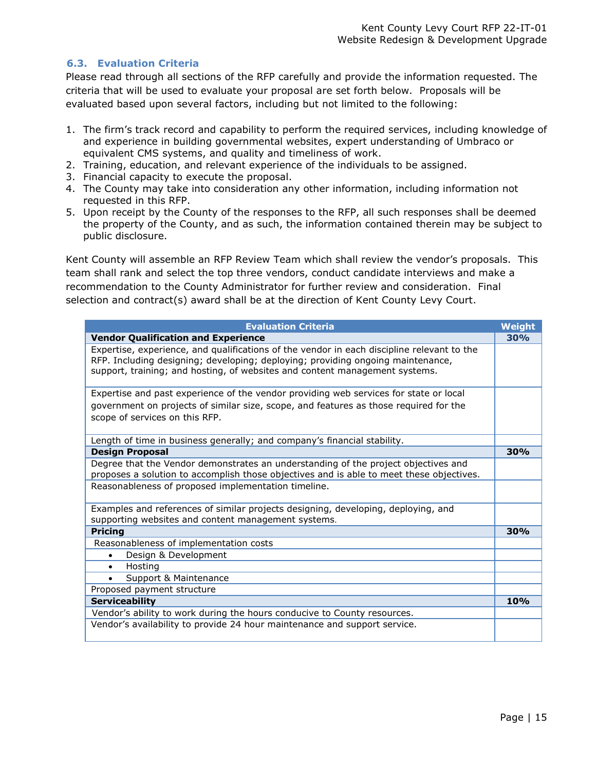### 6.3. Evaluation Criteria

Please read through all sections of the RFP carefully and provide the information requested. The criteria that will be used to evaluate your proposal are set forth below. Proposals will be evaluated based upon several factors, including but not limited to the following:

1. The firm's track record and capability to perform the required services, including knowledge of and experience in building governmental websites, expert understanding of Umbraco or equivalent CMS systems, and quality and timeliness of work.
2. Training, education, and relevant experience of the individuals to be assigned.
3. Financial capacity to execute the proposal.
4. The County may take into consideration any other information, including information not requested in this RFP.
5. Upon receipt by the County of the responses to the RFP, all such responses shall be deemed the property of the County, and as such, the information contained therein may be subject to public disclosure.

Kent County will assemble an RFP Review Team which shall review the vendor's proposals. This team shall rank and select the top three vendors, conduct candidate interviews and make a recommendation to the County Administrator for further review and consideration. Final selection and contract(s) award shall be at the direction of Kent County Levy Court.

| Evaluation Criteria | Weight |
|---|---|
| **Vendor Qualification and Experience** | **30%** |
| Expertise, experience, and qualifications of the vendor in each discipline relevant to the RFP. Including designing; developing; deploying; providing ongoing maintenance, support, training; and hosting, of websites and content management systems. | |
| Expertise and past experience of the vendor providing web services for state or local government on projects of similar size, scope, and features as those required for the scope of services on this RFP. | |
| Length of time in business generally; and company's financial stability. | |
| **Design Proposal** | **30%** |
| Degree that the Vendor demonstrates an understanding of the project objectives and proposes a solution to accomplish those objectives and is able to meet these objectives. | |
| Reasonableness of proposed implementation timeline. | |
| Examples and references of similar projects designing, developing, deploying, and supporting websites and content management systems. | |
| **Pricing** | **30%** |
| Reasonableness of implementation costs | |
| • Design & Development | |
| • Hosting | |
| • Support & Maintenance | |
| Proposed payment structure | |
| **Serviceability** | **10%** |
| Vendor's ability to work during the hours conducive to County resources. | |
| Vendor's availability to provide 24 hour maintenance and support service. | |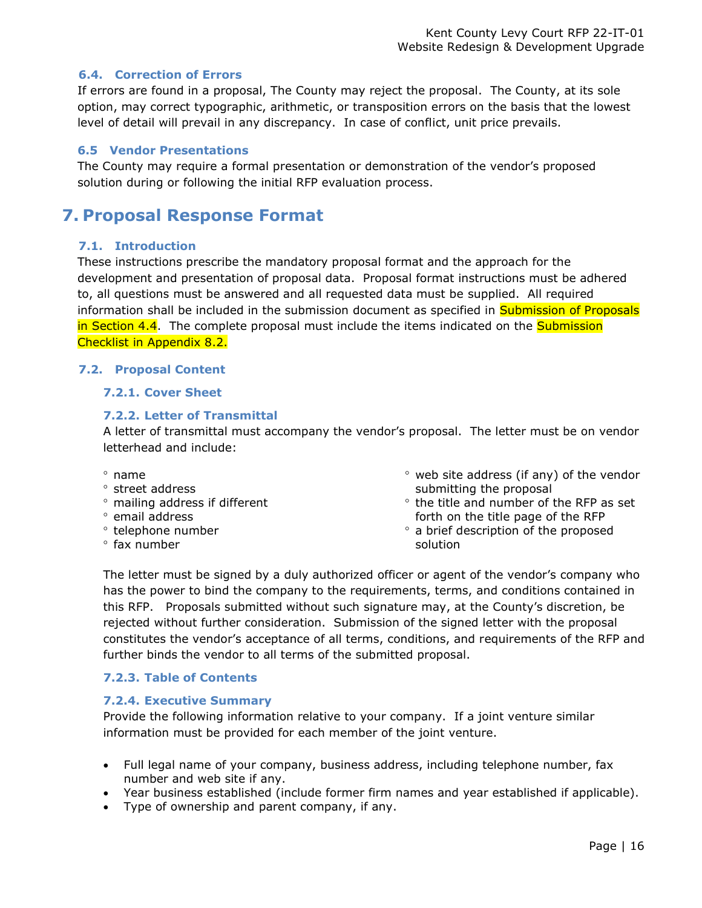### 6.4. Correction of Errors

If errors are found in a proposal, The County may reject the proposal. The County, at its sole option, may correct typographic, arithmetic, or transposition errors on the basis that the lowest level of detail will prevail in any discrepancy. In case of conflict, unit price prevails.

### 6.5 Vendor Presentations

The County may require a formal presentation or demonstration of the vendor's proposed solution during or following the initial RFP evaluation process.

# 7. Proposal Response Format

### 7.1. Introduction

These instructions prescribe the mandatory proposal format and the approach for the development and presentation of proposal data. Proposal format instructions must be adhered to, all questions must be answered and all requested data must be supplied. All required information shall be included in the submission document as specified in Submission of Proposals in Section 4.4. The complete proposal must include the items indicated on the Submission Checklist in Appendix 8.2.

### 7.2. Proposal Content

#### 7.2.1. Cover Sheet

#### 7.2.2. Letter of Transmittal

A letter of transmittal must accompany the vendor's proposal. The letter must be on vendor letterhead and include:

- name
- street address
- mailing address if different
- email address
- telephone number
- fax number
- web site address (if any) of the vendor submitting the proposal
- the title and number of the RFP as set forth on the title page of the RFP
- a brief description of the proposed solution

The letter must be signed by a duly authorized officer or agent of the vendor's company who has the power to bind the company to the requirements, terms, and conditions contained in this RFP. Proposals submitted without such signature may, at the County's discretion, be rejected without further consideration. Submission of the signed letter with the proposal constitutes the vendor's acceptance of all terms, conditions, and requirements of the RFP and further binds the vendor to all terms of the submitted proposal.

#### 7.2.3. Table of Contents

#### 7.2.4. Executive Summary

Provide the following information relative to your company. If a joint venture similar information must be provided for each member of the joint venture.

- Full legal name of your company, business address, including telephone number, fax number and web site if any.
- Year business established (include former firm names and year established if applicable).
- Type of ownership and parent company, if any.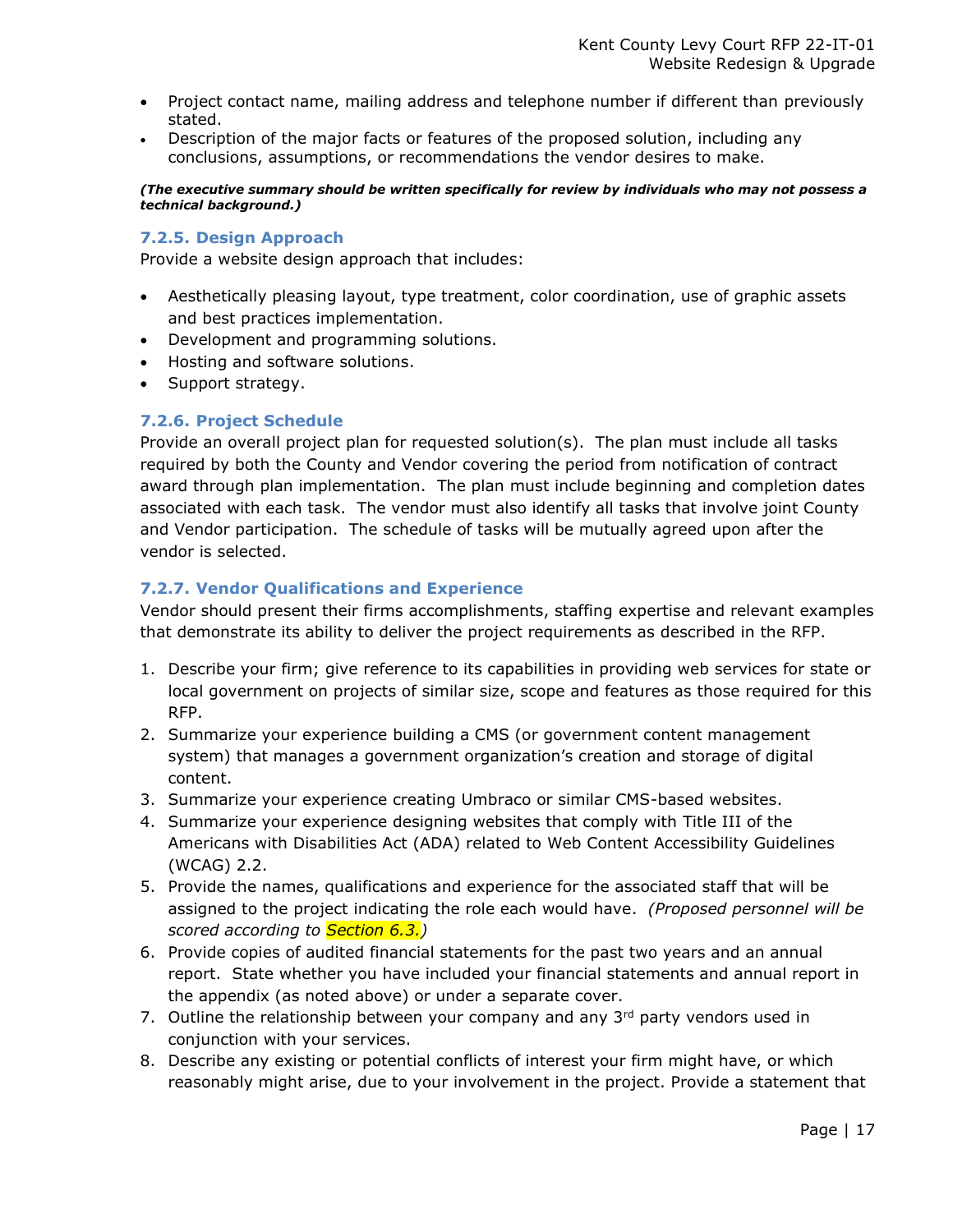- Project contact name, mailing address and telephone number if different than previously stated.
- Description of the major facts or features of the proposed solution, including any conclusions, assumptions, or recommendations the vendor desires to make.

***(The executive summary should be written specifically for review by individuals who may not possess a technical background.)***

### 7.2.5. Design Approach

Provide a website design approach that includes:

- Aesthetically pleasing layout, type treatment, color coordination, use of graphic assets and best practices implementation.
- Development and programming solutions.
- Hosting and software solutions.
- Support strategy.

### 7.2.6. Project Schedule

Provide an overall project plan for requested solution(s). The plan must include all tasks required by both the County and Vendor covering the period from notification of contract award through plan implementation. The plan must include beginning and completion dates associated with each task. The vendor must also identify all tasks that involve joint County and Vendor participation. The schedule of tasks will be mutually agreed upon after the vendor is selected.

### 7.2.7. Vendor Qualifications and Experience

Vendor should present their firms accomplishments, staffing expertise and relevant examples that demonstrate its ability to deliver the project requirements as described in the RFP.

1. Describe your firm; give reference to its capabilities in providing web services for state or local government on projects of similar size, scope and features as those required for this RFP.
2. Summarize your experience building a CMS (or government content management system) that manages a government organization's creation and storage of digital content.
3. Summarize your experience creating Umbraco or similar CMS-based websites.
4. Summarize your experience designing websites that comply with Title III of the Americans with Disabilities Act (ADA) related to Web Content Accessibility Guidelines (WCAG) 2.2.
5. Provide the names, qualifications and experience for the associated staff that will be assigned to the project indicating the role each would have. *(Proposed personnel will be scored according to Section 6.3.)*
6. Provide copies of audited financial statements for the past two years and an annual report. State whether you have included your financial statements and annual report in the appendix (as noted above) or under a separate cover.
7. Outline the relationship between your company and any 3rd party vendors used in conjunction with your services.
8. Describe any existing or potential conflicts of interest your firm might have, or which reasonably might arise, due to your involvement in the project. Provide a statement that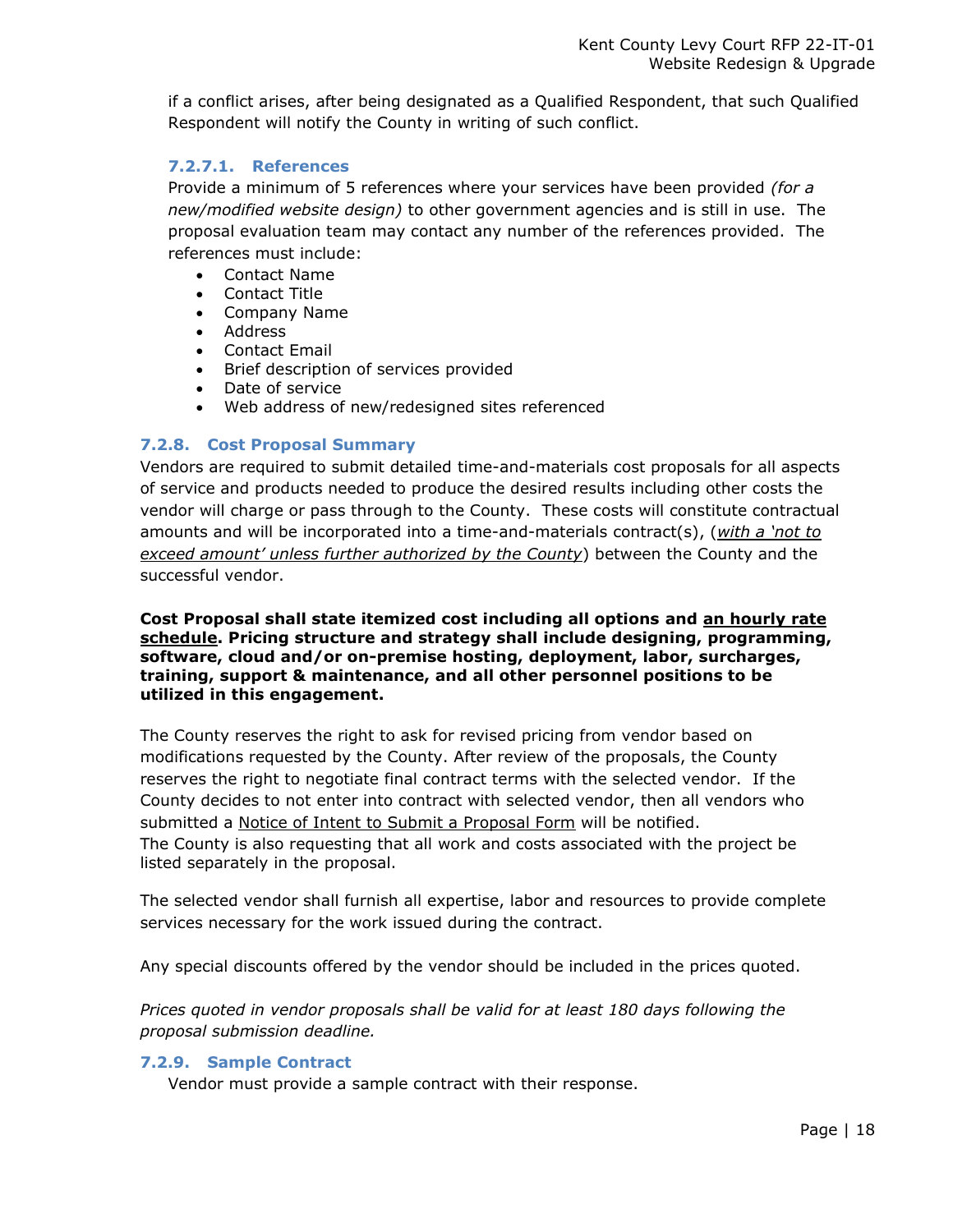if a conflict arises, after being designated as a Qualified Respondent, that such Qualified Respondent will notify the County in writing of such conflict.

#### 7.2.7.1. References

Provide a minimum of 5 references where your services have been provided *(for a new/modified website design)* to other government agencies and is still in use. The proposal evaluation team may contact any number of the references provided. The references must include:

- Contact Name
- Contact Title
- Company Name
- Address
- Contact Email
- Brief description of services provided
- Date of service
- Web address of new/redesigned sites referenced

### 7.2.8. Cost Proposal Summary

Vendors are required to submit detailed time-and-materials cost proposals for all aspects of service and products needed to produce the desired results including other costs the vendor will charge or pass through to the County. These costs will constitute contractual amounts and will be incorporated into a time-and-materials contract(s), (*<u>with a 'not to exceed amount' unless further authorized by the County</u>*) between the County and the successful vendor.

**Cost Proposal shall state itemized cost including all options and <u>an hourly rate schedule</u>. Pricing structure and strategy shall include designing, programming, software, cloud and/or on-premise hosting, deployment, labor, surcharges, training, support & maintenance, and all other personnel positions to be utilized in this engagement.**

The County reserves the right to ask for revised pricing from vendor based on modifications requested by the County. After review of the proposals, the County reserves the right to negotiate final contract terms with the selected vendor. If the County decides to not enter into contract with selected vendor, then all vendors who submitted a <u>Notice of Intent to Submit a Proposal Form</u> will be notified.
The County is also requesting that all work and costs associated with the project be listed separately in the proposal.

The selected vendor shall furnish all expertise, labor and resources to provide complete services necessary for the work issued during the contract.

Any special discounts offered by the vendor should be included in the prices quoted.

*Prices quoted in vendor proposals shall be valid for at least 180 days following the proposal submission deadline.*

### 7.2.9. Sample Contract

Vendor must provide a sample contract with their response.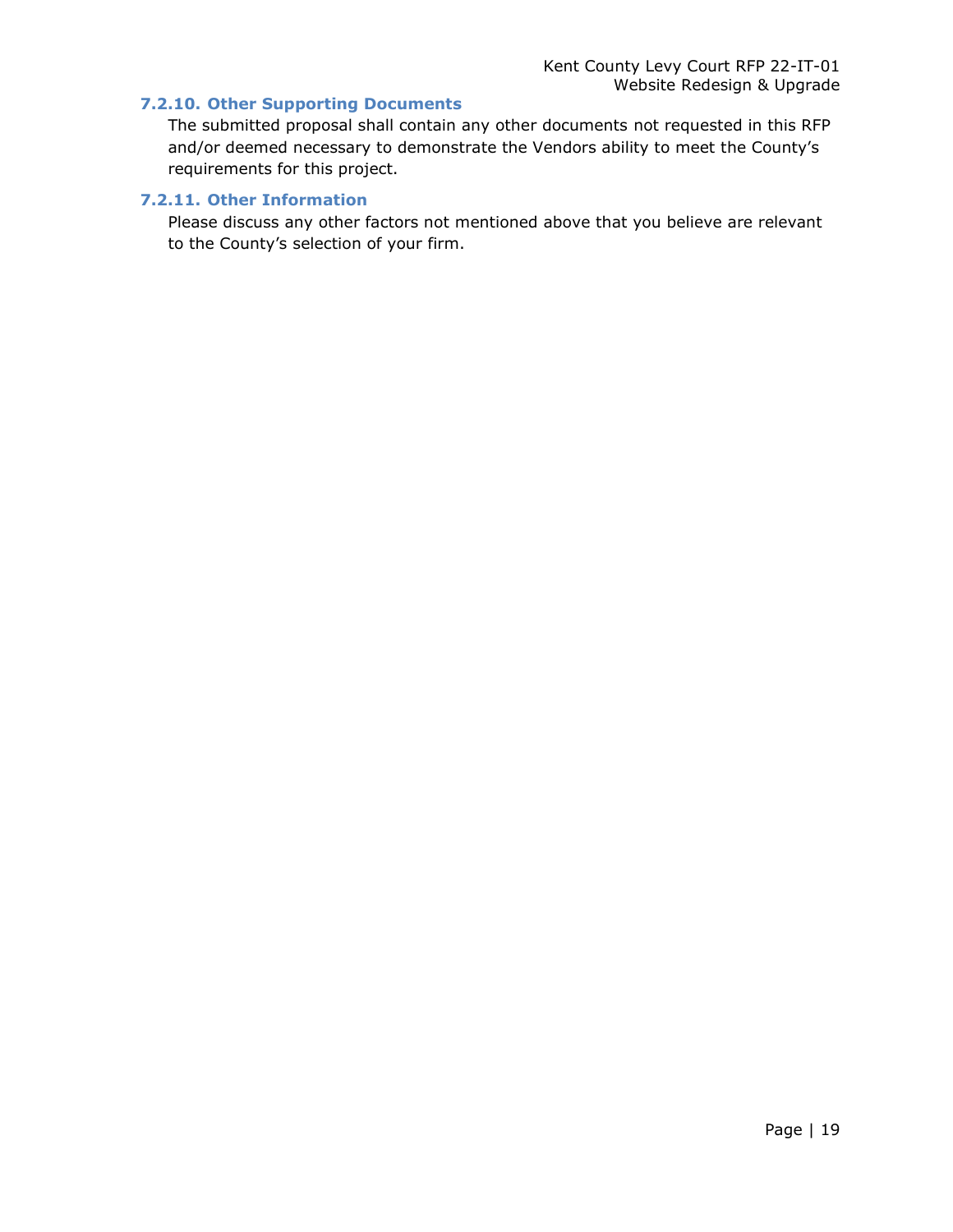#### 7.2.10. Other Supporting Documents

The submitted proposal shall contain any other documents not requested in this RFP and/or deemed necessary to demonstrate the Vendors ability to meet the County's requirements for this project.

#### 7.2.11. Other Information

Please discuss any other factors not mentioned above that you believe are relevant to the County's selection of your firm.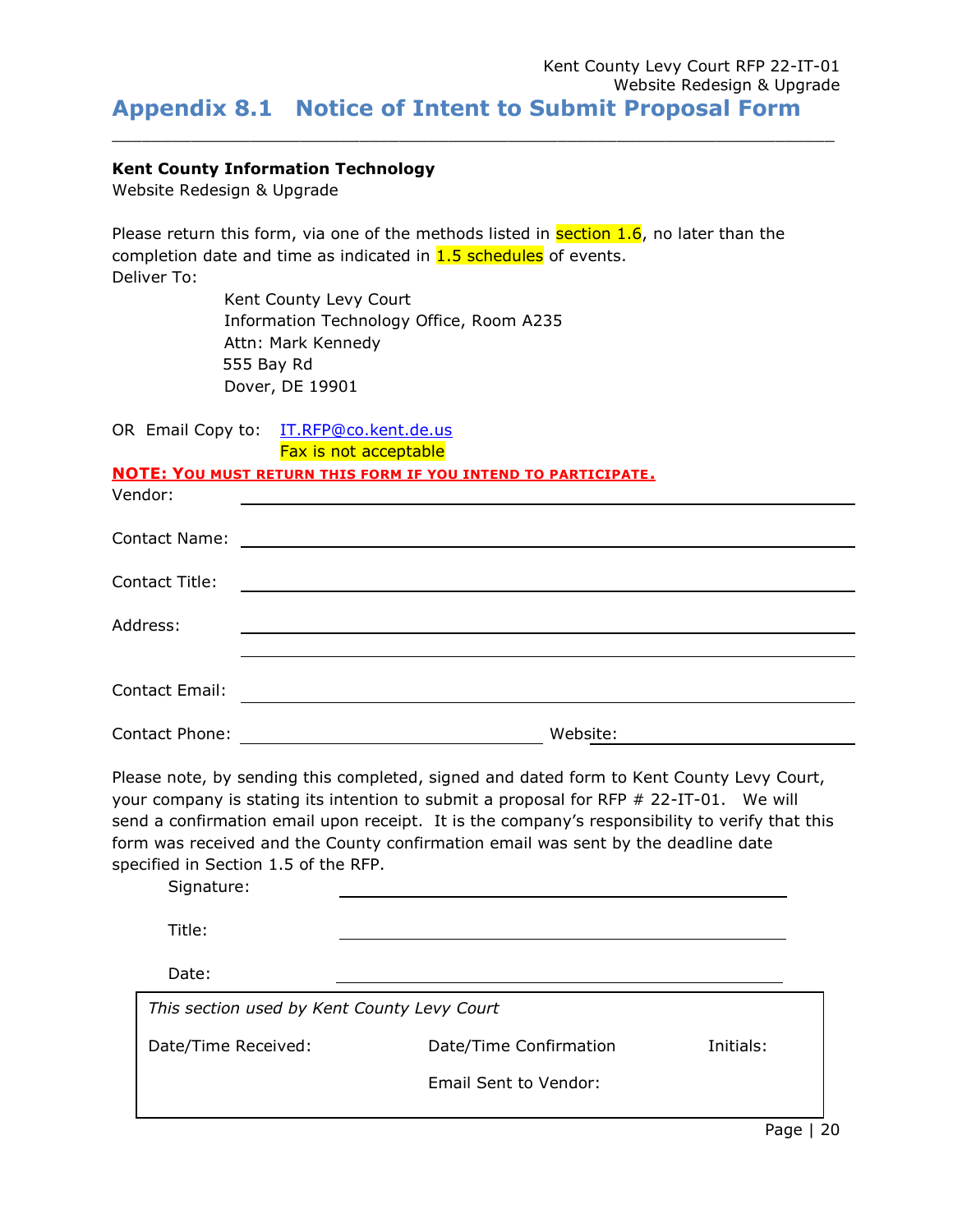# Appendix 8.1 Notice of Intent to Submit Proposal Form

**Kent County Information Technology**
Website Redesign & Upgrade

Please return this form, via one of the methods listed in section 1.6, no later than the completion date and time as indicated in 1.5 schedules of events.
Deliver To:

Kent County Levy Court
Information Technology Office, Room A235
Attn: Mark Kennedy
555 Bay Rd
Dover, DE 19901

OR Email Copy to: IT.RFP@co.kent.de.us
Fax is not acceptable

**NOTE: YOU MUST RETURN THIS FORM IF YOU INTEND TO PARTICIPATE.**

Vendor: ______________________________

Contact Name: ______________________________

Contact Title: ______________________________

Address: ______________________________
______________________________

Contact Email: ______________________________

Contact Phone: ____________________ Website: ____________________

Please note, by sending this completed, signed and dated form to Kent County Levy Court, your company is stating its intention to submit a proposal for RFP # 22-IT-01. We will send a confirmation email upon receipt. It is the company's responsibility to verify that this form was received and the County confirmation email was sent by the deadline date specified in Section 1.5 of the RFP.

Signature: ______________________________

Title: ______________________________

Date: ______________________________

| *This section used by Kent County Levy Court* | | |
|---|---|---|
| Date/Time Received: | Date/Time Confirmation Email Sent to Vendor: | Initials: |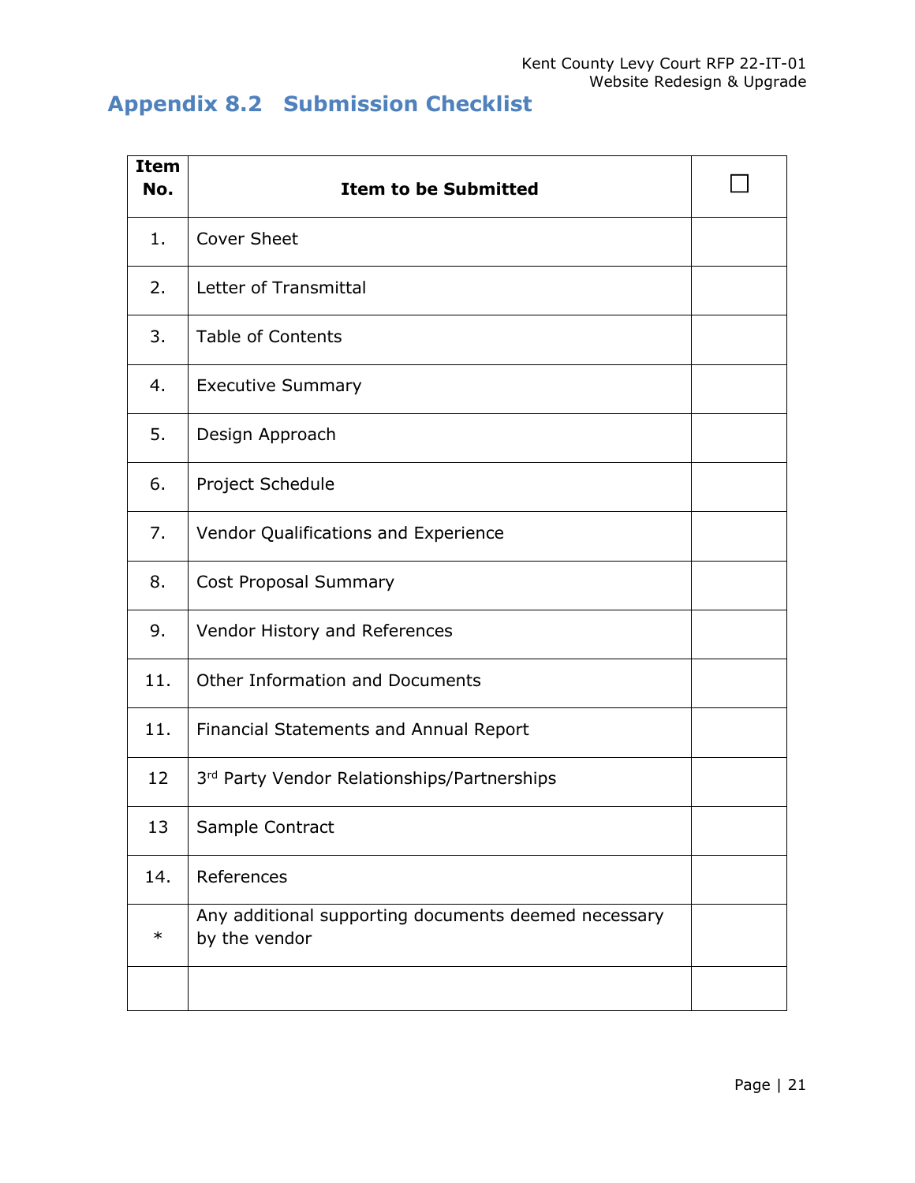## Appendix 8.2 Submission Checklist

| Item No. | Item to be Submitted | ☐ |
|---|---|---|
| 1. | Cover Sheet | |
| 2. | Letter of Transmittal | |
| 3. | Table of Contents | |
| 4. | Executive Summary | |
| 5. | Design Approach | |
| 6. | Project Schedule | |
| 7. | Vendor Qualifications and Experience | |
| 8. | Cost Proposal Summary | |
| 9. | Vendor History and References | |
| 11. | Other Information and Documents | |
| 11. | Financial Statements and Annual Report | |
| 12 | 3rd Party Vendor Relationships/Partnerships | |
| 13 | Sample Contract | |
| 14. | References | |
| * | Any additional supporting documents deemed necessary by the vendor | |
| | | |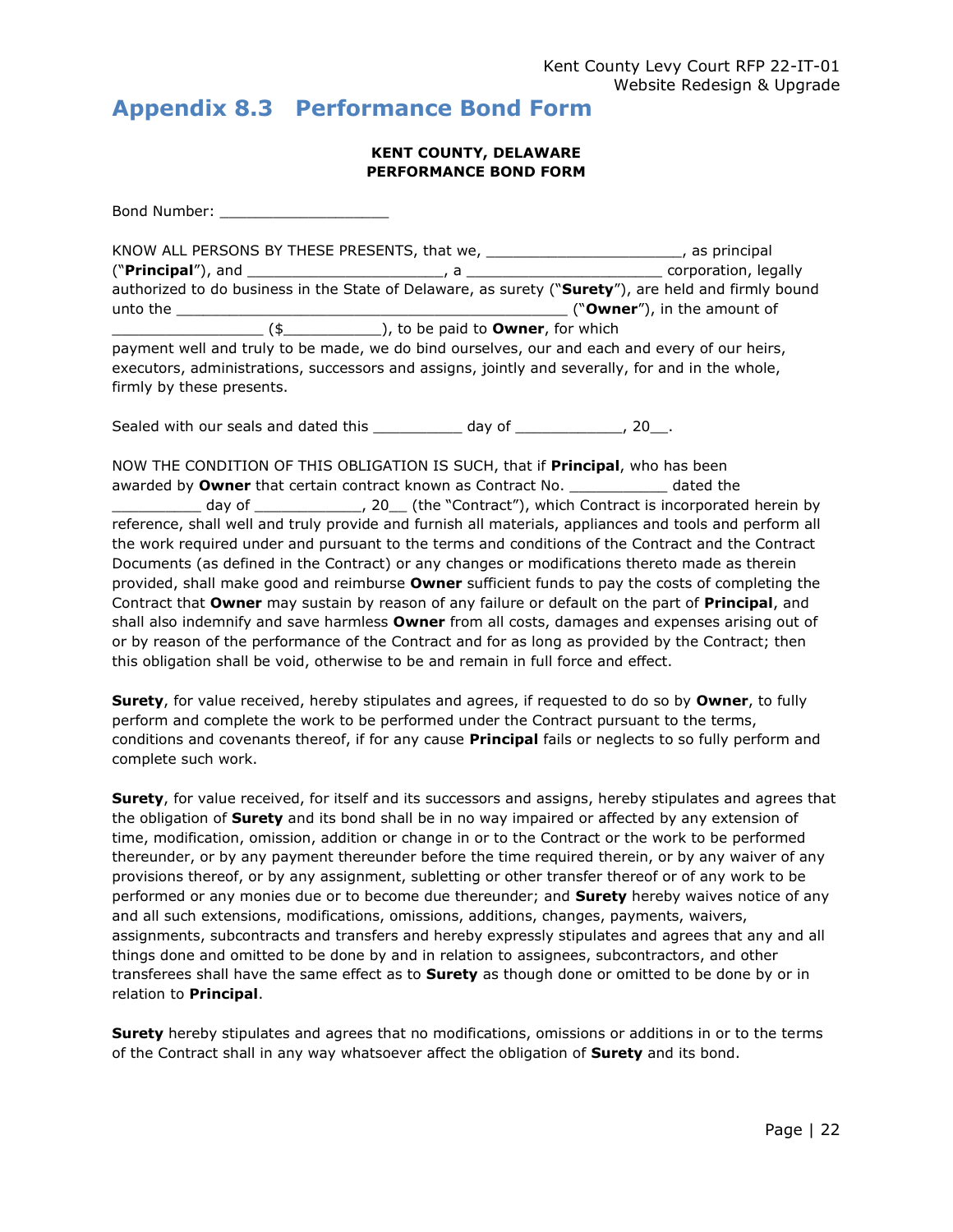# Appendix 8.3 Performance Bond Form

**KENT COUNTY, DELAWARE**
**PERFORMANCE BOND FORM**

Bond Number: ___________________

KNOW ALL PERSONS BY THESE PRESENTS, that we, _____________________, as principal ("**Principal**"), and _____________________, a _____________________ corporation, legally authorized to do business in the State of Delaware, as surety ("**Surety**"), are held and firmly bound unto the ____________________________________________ ("**Owner**"), in the amount of ________________ ($__________), to be paid to **Owner**, for which payment well and truly to be made, we do bind ourselves, our and each and every of our heirs, executors, administrations, successors and assigns, jointly and severally, for and in the whole, firmly by these presents.

Sealed with our seals and dated this __________ day of ____________, 20__.

NOW THE CONDITION OF THIS OBLIGATION IS SUCH, that if **Principal**, who has been awarded by **Owner** that certain contract known as Contract No. ___________ dated the __________ day of ____________, 20__ (the "Contract"), which Contract is incorporated herein by reference, shall well and truly provide and furnish all materials, appliances and tools and perform all the work required under and pursuant to the terms and conditions of the Contract and the Contract Documents (as defined in the Contract) or any changes or modifications thereto made as therein provided, shall make good and reimburse **Owner** sufficient funds to pay the costs of completing the Contract that **Owner** may sustain by reason of any failure or default on the part of **Principal**, and shall also indemnify and save harmless **Owner** from all costs, damages and expenses arising out of or by reason of the performance of the Contract and for as long as provided by the Contract; then this obligation shall be void, otherwise to be and remain in full force and effect.

**Surety**, for value received, hereby stipulates and agrees, if requested to do so by **Owner**, to fully perform and complete the work to be performed under the Contract pursuant to the terms, conditions and covenants thereof, if for any cause **Principal** fails or neglects to so fully perform and complete such work.

**Surety**, for value received, for itself and its successors and assigns, hereby stipulates and agrees that the obligation of **Surety** and its bond shall be in no way impaired or affected by any extension of time, modification, omission, addition or change in or to the Contract or the work to be performed thereunder, or by any payment thereunder before the time required therein, or by any waiver of any provisions thereof, or by any assignment, subletting or other transfer thereof or of any work to be performed or any monies due or to become due thereunder; and **Surety** hereby waives notice of any and all such extensions, modifications, omissions, additions, changes, payments, waivers, assignments, subcontracts and transfers and hereby expressly stipulates and agrees that any and all things done and omitted to be done by and in relation to assignees, subcontractors, and other transferees shall have the same effect as to **Surety** as though done or omitted to be done by or in relation to **Principal**.

**Surety** hereby stipulates and agrees that no modifications, omissions or additions in or to the terms of the Contract shall in any way whatsoever affect the obligation of **Surety** and its bond.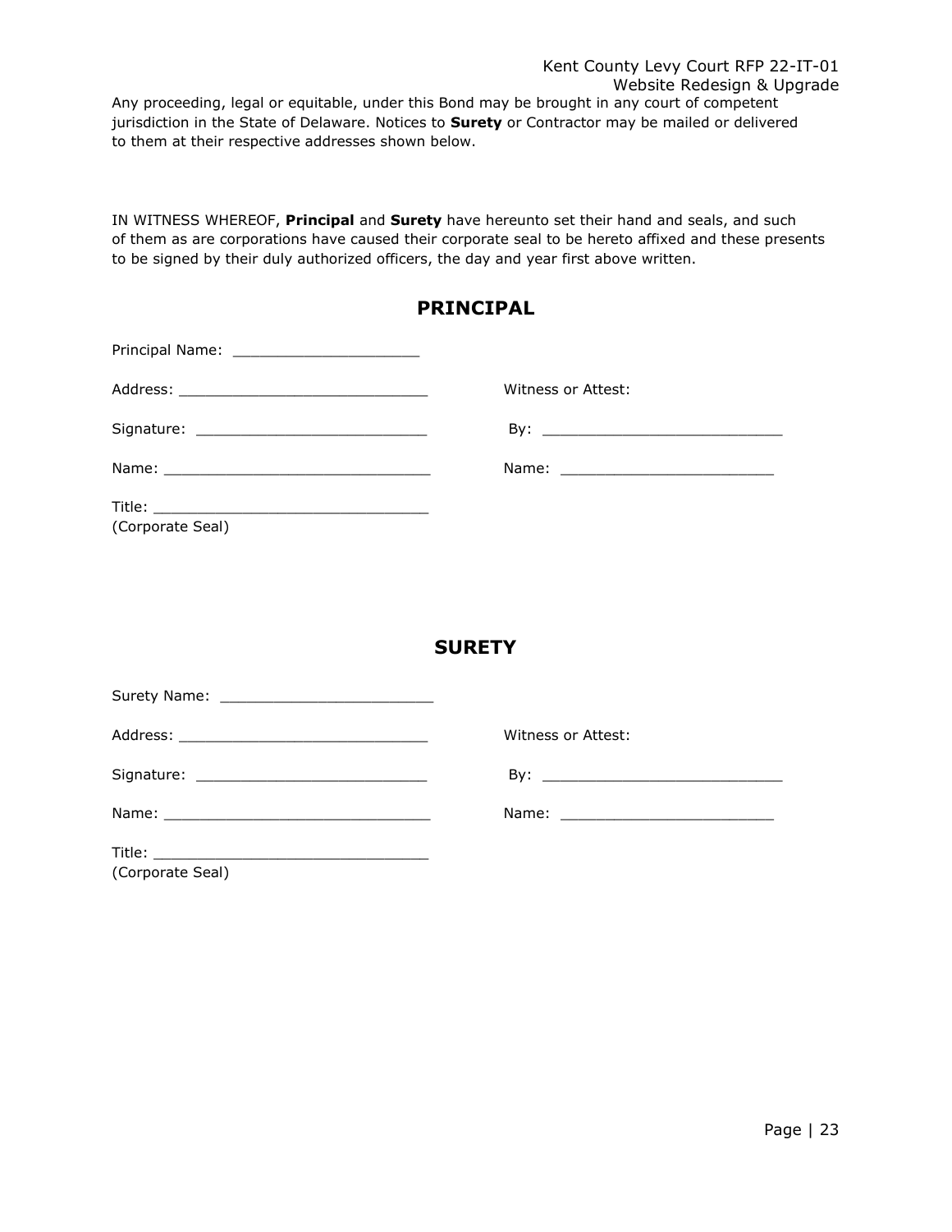Any proceeding, legal or equitable, under this Bond may be brought in any court of competent jurisdiction in the State of Delaware. Notices to **Surety** or Contractor may be mailed or delivered to them at their respective addresses shown below.

IN WITNESS WHEREOF, **Principal** and **Surety** have hereunto set their hand and seals, and such of them as are corporations have caused their corporate seal to be hereto affixed and these presents to be signed by their duly authorized officers, the day and year first above written.

## PRINCIPAL

Principal Name: ______________________

Address: ______________________________

Signature: ____________________________

Name: ________________________________

Title: _________________________________
(Corporate Seal)

Witness or Attest:

By: ____________________________

Name: _________________________

## SURETY

Surety Name: _________________________

Address: ______________________________

Signature: ____________________________

Name: ________________________________

Title: _________________________________
(Corporate Seal)

Witness or Attest:

By: ____________________________

Name: _________________________